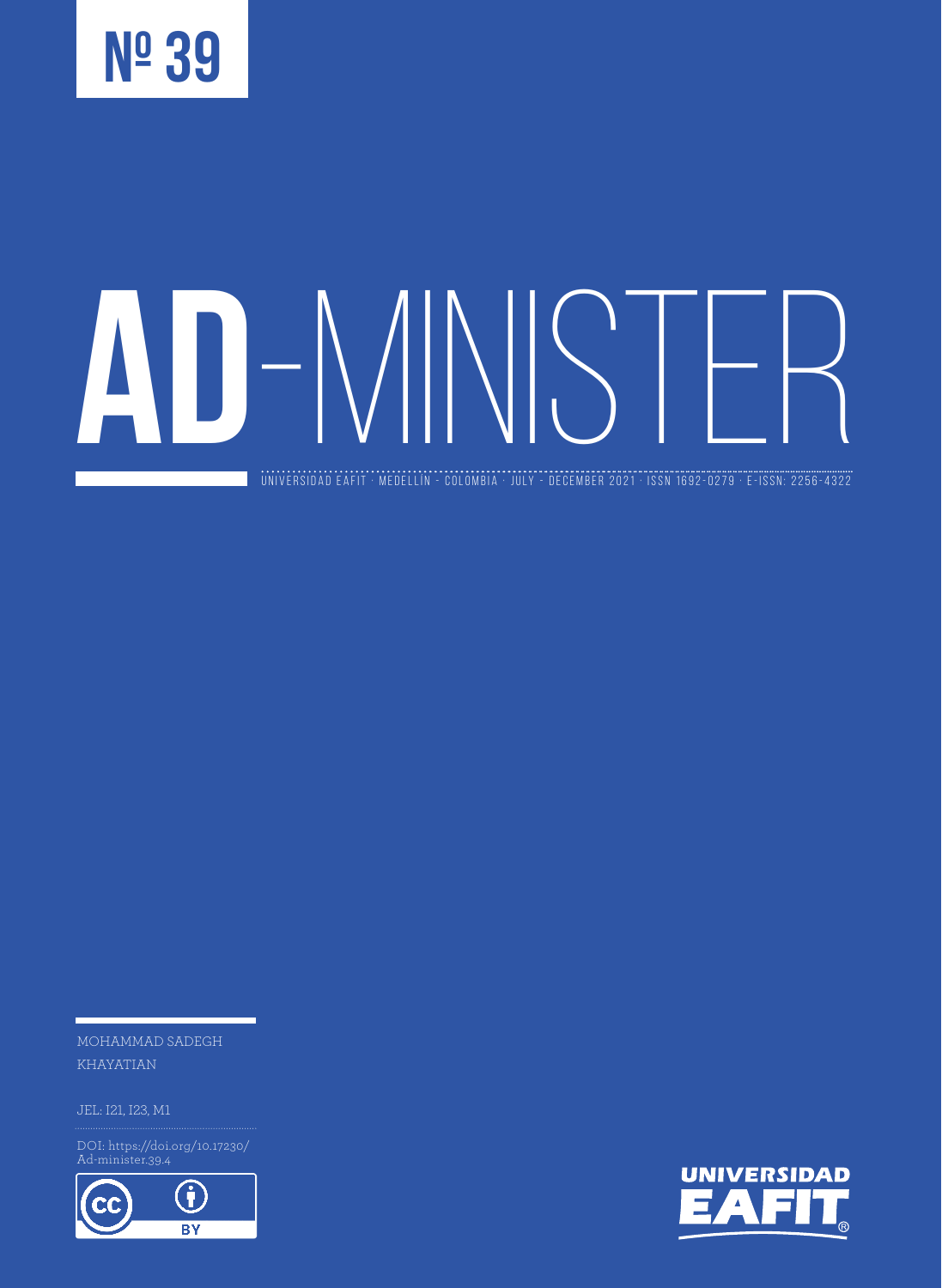Nº 39

# AD-MINISTER

UNIVERSIDAD EAFIT · MEDELLÍN - COLOMBIA · JULY - DECEMBER 2021 · ISSN 1692-0279 · E-ISSN: 2256-4322

MOHAMMAD SADEGH KHAYATIAN

JEL: I21, I23, M1

DOI: https://doi.org/10.17230/Ad-minister.39.4

CC BY

UNIVERSIDAD EAFIT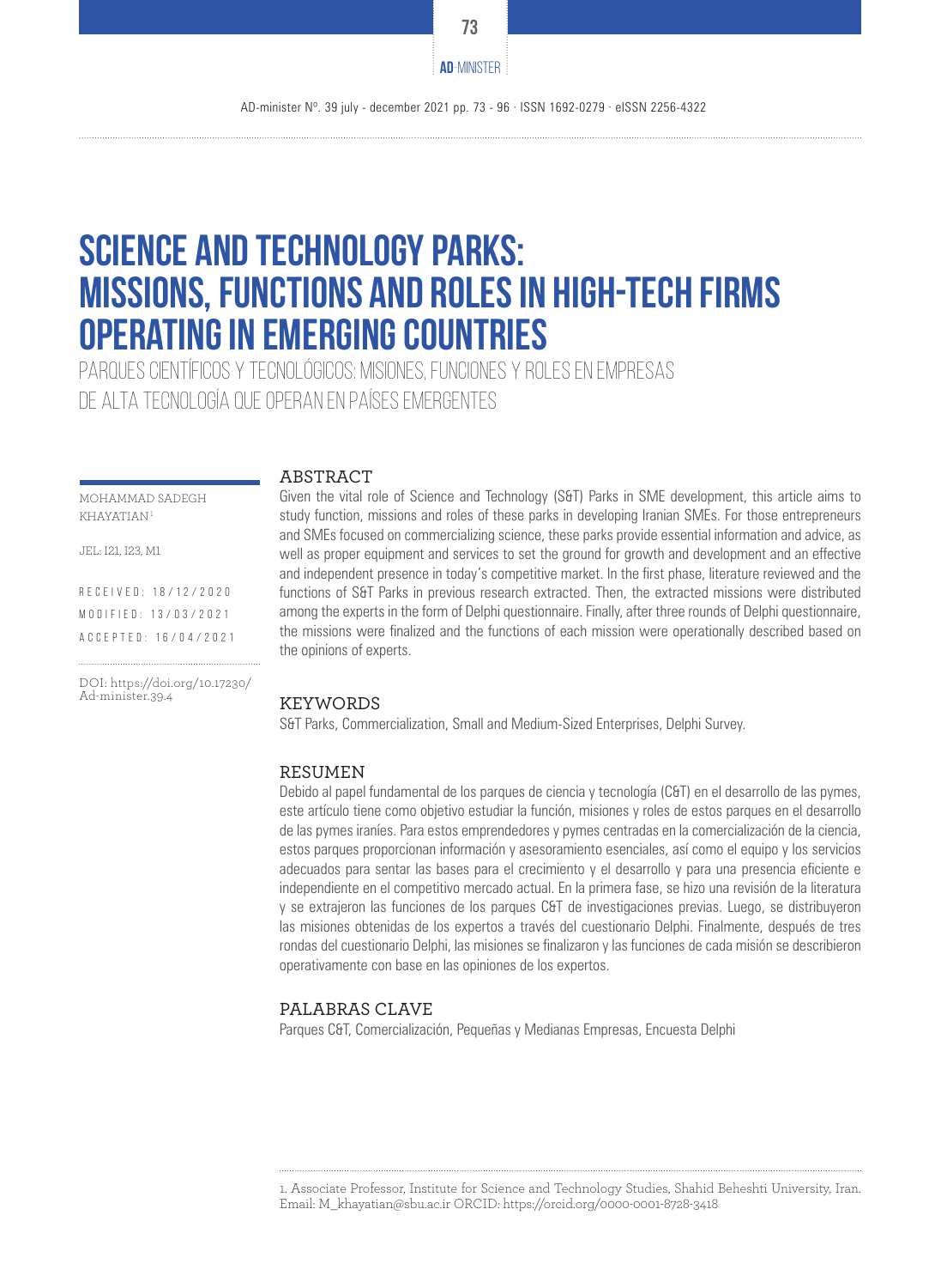# SCIENCE AND TECHNOLOGY PARKS: MISSIONS, FUNCTIONS AND ROLES IN HIGH-TECH FIRMS OPERATING IN EMERGING COUNTRIES

## PARQUES CIENTÍFICOS Y TECNOLÓGICOS: MISIONES, FUNCIONES Y ROLES EN EMPRESAS DE ALTA TECNOLOGÍA QUE OPERAN EN PAÍSES EMERGENTES

MOHAMMAD SADEGH KHAYATIAN[1]

JEL: I21, I23, M1

RECEIVED: 18/12/2020

MODIFIED: 13/03/2021

ACCEPTED: 16/04/2021

DOI: https://doi.org/10.17230/Ad-minister.39.4

### ABSTRACT

Given the vital role of Science and Technology (S&T) Parks in SME development, this article aims to study function, missions and roles of these parks in developing Iranian SMEs. For those entrepreneurs and SMEs focused on commercializing science, these parks provide essential information and advice, as well as proper equipment and services to set the ground for growth and development and an effective and independent presence in today's competitive market. In the first phase, literature reviewed and the functions of S&T Parks in previous research extracted. Then, the extracted missions were distributed among the experts in the form of Delphi questionnaire. Finally, after three rounds of Delphi questionnaire, the missions were finalized and the functions of each mission were operationally described based on the opinions of experts.

### KEYWORDS

S&T Parks, Commercialization, Small and Medium-Sized Enterprises, Delphi Survey.

### RESUMEN

Debido al papel fundamental de los parques de ciencia y tecnología (C&T) en el desarrollo de las pymes, este artículo tiene como objetivo estudiar la función, misiones y roles de estos parques en el desarrollo de las pymes iraníes. Para estos emprendedores y pymes centradas en la comercialización de la ciencia, estos parques proporcionan información y asesoramiento esenciales, así como el equipo y los servicios adecuados para sentar las bases para el crecimiento y el desarrollo y para una presencia eficiente e independiente en el competitivo mercado actual. En la primera fase, se hizo una revisión de la literatura y se extrajeron las funciones de los parques C&T de investigaciones previas. Luego, se distribuyeron las misiones obtenidas de los expertos a través del cuestionario Delphi. Finalmente, después de tres rondas del cuestionario Delphi, las misiones se finalizaron y las funciones de cada misión se describieron operativamente con base en las opiniones de los expertos.

### PALABRAS CLAVE

Parques C&T, Comercialización, Pequeñas y Medianas Empresas, Encuesta Delphi

1. Associate Professor, Institute for Science and Technology Studies, Shahid Beheshti University, Iran. Email: M_khayatian@sbu.ac.ir ORCID: https://orcid.org/0000-0001-8728-3418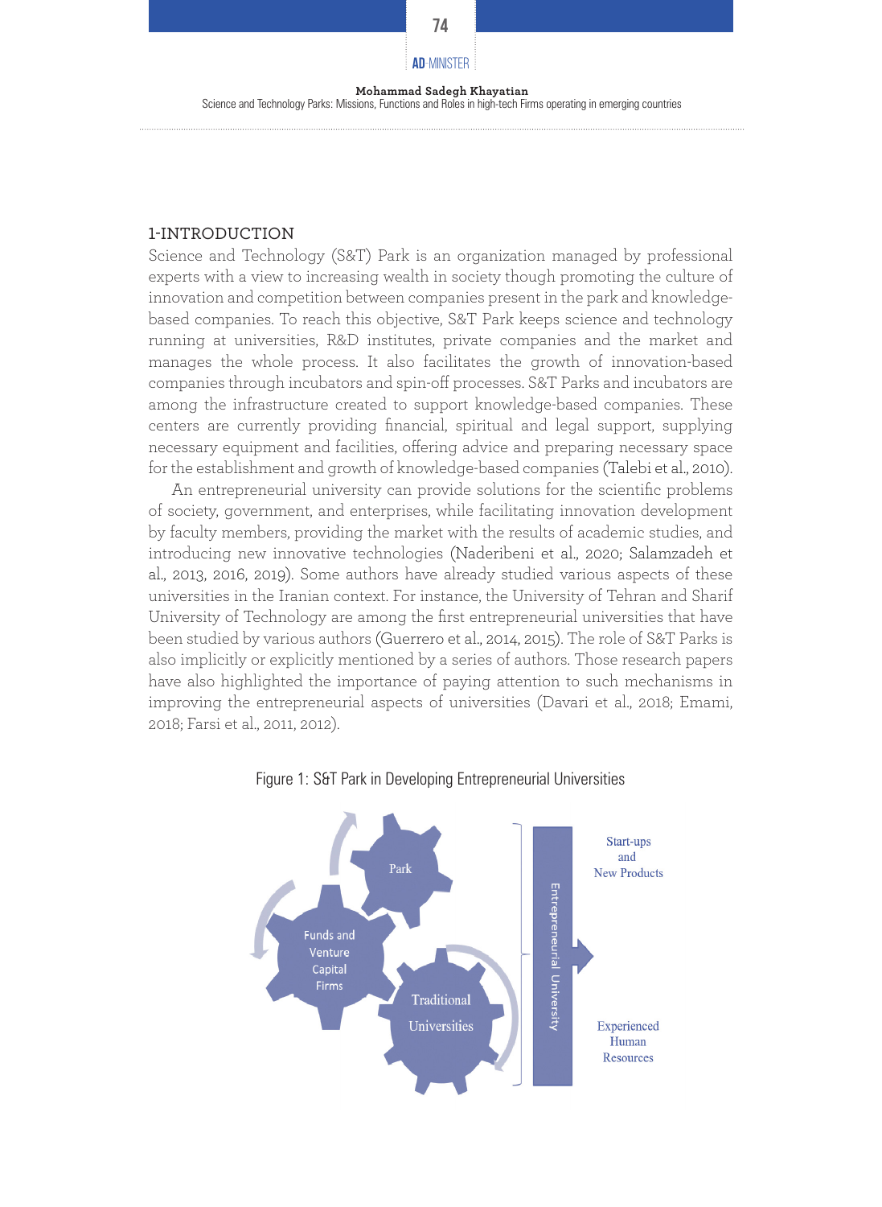## 1-INTRODUCTION

Science and Technology (S&T) Park is an organization managed by professional experts with a view to increasing wealth in society though promoting the culture of innovation and competition between companies present in the park and knowledge-based companies. To reach this objective, S&T Park keeps science and technology running at universities, R&D institutes, private companies and the market and manages the whole process. It also facilitates the growth of innovation-based companies through incubators and spin-off processes. S&T Parks and incubators are among the infrastructure created to support knowledge-based companies. These centers are currently providing financial, spiritual and legal support, supplying necessary equipment and facilities, offering advice and preparing necessary space for the establishment and growth of knowledge-based companies (Talebi et al., 2010).

An entrepreneurial university can provide solutions for the scientific problems of society, government, and enterprises, while facilitating innovation development by faculty members, providing the market with the results of academic studies, and introducing new innovative technologies (Naderibeni et al., 2020; Salamzadeh et al., 2013, 2016, 2019). Some authors have already studied various aspects of these universities in the Iranian context. For instance, the University of Tehran and Sharif University of Technology are among the first entrepreneurial universities that have been studied by various authors (Guerrero et al., 2014, 2015). The role of S&T Parks is also implicitly or explicitly mentioned by a series of authors. Those research papers have also highlighted the importance of paying attention to such mechanisms in improving the entrepreneurial aspects of universities (Davari et al., 2018; Emami, 2018; Farsi et al., 2011, 2012).

Figure 1: S&T Park in Developing Entrepreneurial Universities

Park — Funds and Venture Capital Firms — Traditional Universities → Entrepreneurial University → Start-ups and New Products; Experienced Human Resources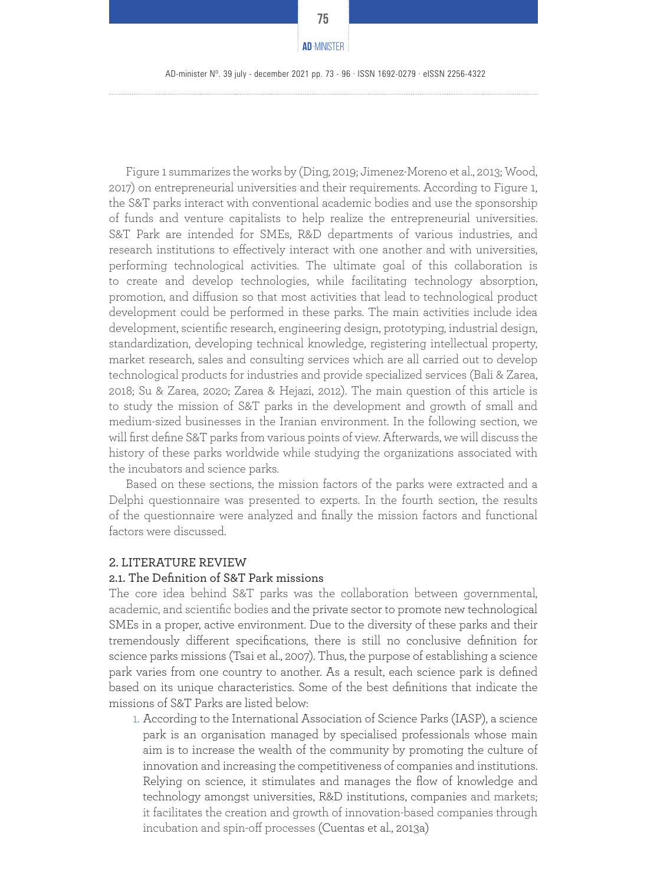Figure 1 summarizes the works by (Ding, 2019; Jimenez-Moreno et al., 2013; Wood, 2017) on entrepreneurial universities and their requirements. According to Figure 1, the S&T parks interact with conventional academic bodies and use the sponsorship of funds and venture capitalists to help realize the entrepreneurial universities. S&T Park are intended for SMEs, R&D departments of various industries, and research institutions to effectively interact with one another and with universities, performing technological activities. The ultimate goal of this collaboration is to create and develop technologies, while facilitating technology absorption, promotion, and diffusion so that most activities that lead to technological product development could be performed in these parks. The main activities include idea development, scientific research, engineering design, prototyping, industrial design, standardization, developing technical knowledge, registering intellectual property, market research, sales and consulting services which are all carried out to develop technological products for industries and provide specialized services (Bali & Zarea, 2018; Su & Zarea, 2020; Zarea & Hejazi, 2012). The main question of this article is to study the mission of S&T parks in the development and growth of small and medium-sized businesses in the Iranian environment. In the following section, we will first define S&T parks from various points of view. Afterwards, we will discuss the history of these parks worldwide while studying the organizations associated with the incubators and science parks.

Based on these sections, the mission factors of the parks were extracted and a Delphi questionnaire was presented to experts. In the fourth section, the results of the questionnaire were analyzed and finally the mission factors and functional factors were discussed.

## 2. LITERATURE REVIEW

### 2.1. The Definition of S&T Park missions

The core idea behind S&T parks was the collaboration between governmental, academic, and scientific bodies and the private sector to promote new technological SMEs in a proper, active environment. Due to the diversity of these parks and their tremendously different specifications, there is still no conclusive definition for science parks missions (Tsai et al., 2007). Thus, the purpose of establishing a science park varies from one country to another. As a result, each science park is defined based on its unique characteristics. Some of the best definitions that indicate the missions of S&T Parks are listed below:

1. According to the International Association of Science Parks (IASP), a science park is an organisation managed by specialised professionals whose main aim is to increase the wealth of the community by promoting the culture of innovation and increasing the competitiveness of companies and institutions. Relying on science, it stimulates and manages the flow of knowledge and technology amongst universities, R&D institutions, companies and markets; it facilitates the creation and growth of innovation-based companies through incubation and spin-off processes (Cuentas et al., 2013a)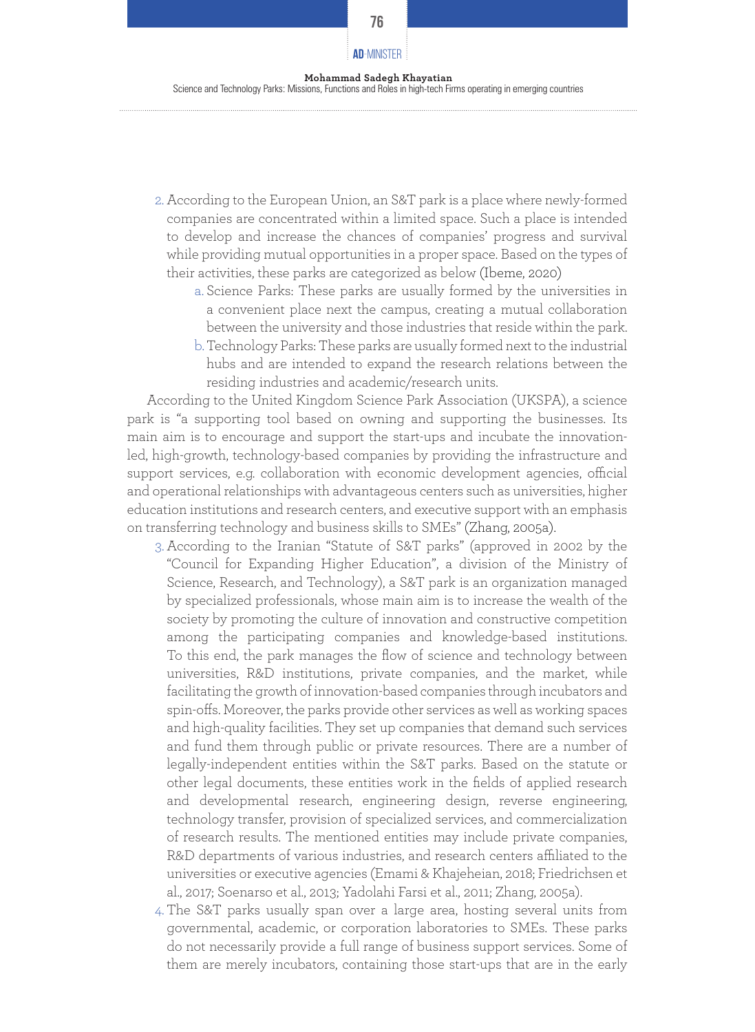2. According to the European Union, an S&T park is a place where newly-formed companies are concentrated within a limited space. Such a place is intended to develop and increase the chances of companies' progress and survival while providing mutual opportunities in a proper space. Based on the types of their activities, these parks are categorized as below (Ibeme, 2020)
   a. Science Parks: These parks are usually formed by the universities in a convenient place next the campus, creating a mutual collaboration between the university and those industries that reside within the park.
   b. Technology Parks: These parks are usually formed next to the industrial hubs and are intended to expand the research relations between the residing industries and academic/research units.

According to the United Kingdom Science Park Association (UKSPA), a science park is "a supporting tool based on owning and supporting the businesses. Its main aim is to encourage and support the start-ups and incubate the innovation-led, high-growth, technology-based companies by providing the infrastructure and support services, e.g. collaboration with economic development agencies, official and operational relationships with advantageous centers such as universities, higher education institutions and research centers, and executive support with an emphasis on transferring technology and business skills to SMEs" (Zhang, 2005a).

3. According to the Iranian "Statute of S&T parks" (approved in 2002 by the "Council for Expanding Higher Education", a division of the Ministry of Science, Research, and Technology), a S&T park is an organization managed by specialized professionals, whose main aim is to increase the wealth of the society by promoting the culture of innovation and constructive competition among the participating companies and knowledge-based institutions. To this end, the park manages the flow of science and technology between universities, R&D institutions, private companies, and the market, while facilitating the growth of innovation-based companies through incubators and spin-offs. Moreover, the parks provide other services as well as working spaces and high-quality facilities. They set up companies that demand such services and fund them through public or private resources. There are a number of legally-independent entities within the S&T parks. Based on the statute or other legal documents, these entities work in the fields of applied research and developmental research, engineering design, reverse engineering, technology transfer, provision of specialized services, and commercialization of research results. The mentioned entities may include private companies, R&D departments of various industries, and research centers affiliated to the universities or executive agencies (Emami & Khajeheian, 2018; Friedrichsen et al., 2017; Soenarso et al., 2013; Yadolahi Farsi et al., 2011; Zhang, 2005a).
4. The S&T parks usually span over a large area, hosting several units from governmental, academic, or corporation laboratories to SMEs. These parks do not necessarily provide a full range of business support services. Some of them are merely incubators, containing those start-ups that are in the early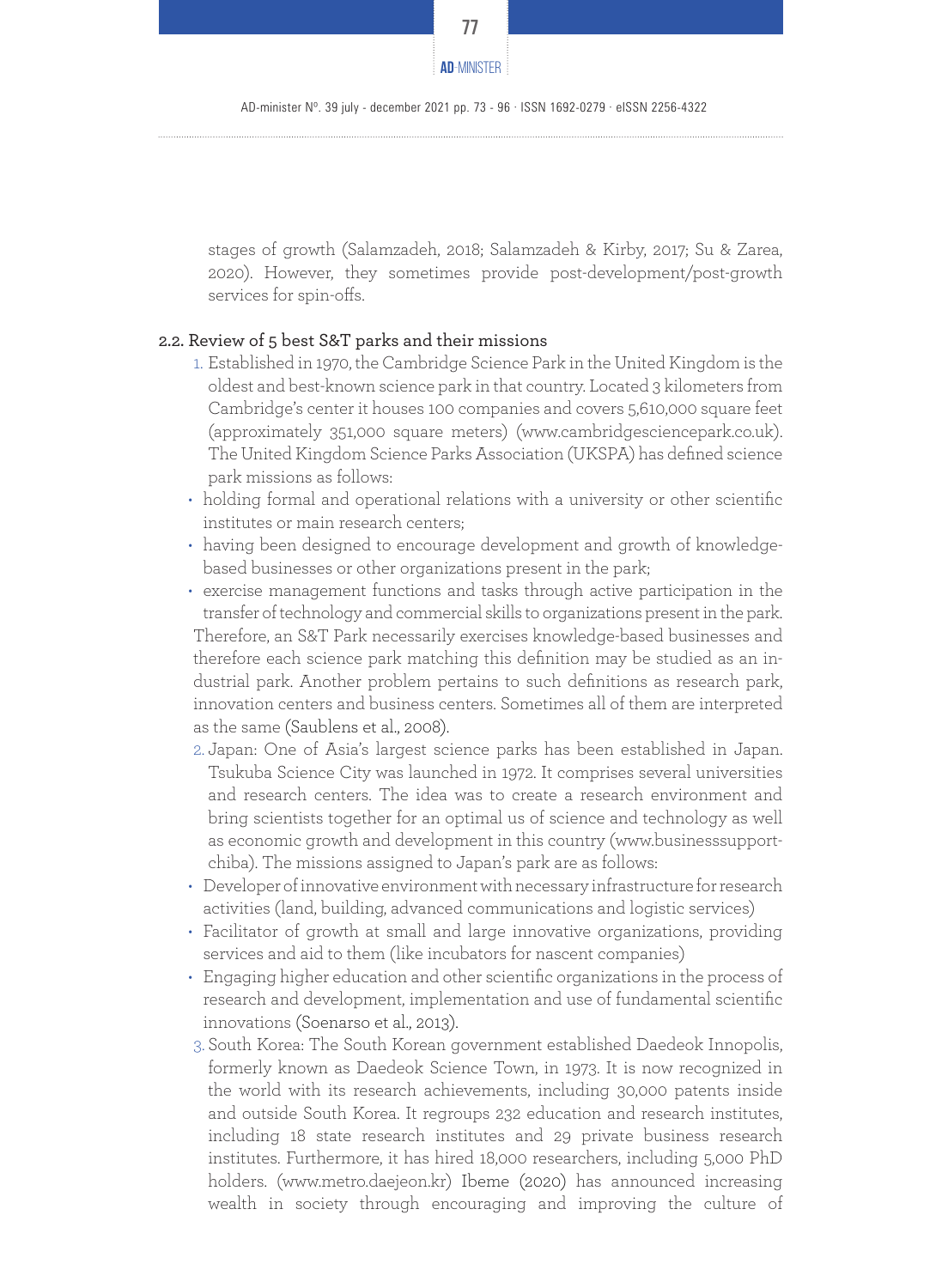stages of growth (Salamzadeh, 2018; Salamzadeh & Kirby, 2017; Su & Zarea, 2020). However, they sometimes provide post-development/post-growth services for spin-offs.

### 2.2. Review of 5 best S&T parks and their missions

1. Established in 1970, the Cambridge Science Park in the United Kingdom is the oldest and best-known science park in that country. Located 3 kilometers from Cambridge's center it houses 100 companies and covers 5,610,000 square feet (approximately 351,000 square meters) (www.cambridgesciencepark.co.uk). The United Kingdom Science Parks Association (UKSPA) has defined science park missions as follows:

- holding formal and operational relations with a university or other scientific institutes or main research centers;
- having been designed to encourage development and growth of knowledge-based businesses or other organizations present in the park;
- exercise management functions and tasks through active participation in the transfer of technology and commercial skills to organizations present in the park.

Therefore, an S&T Park necessarily exercises knowledge-based businesses and therefore each science park matching this definition may be studied as an industrial park. Another problem pertains to such definitions as research park, innovation centers and business centers. Sometimes all of them are interpreted as the same (Saublens et al., 2008).

2. Japan: One of Asia's largest science parks has been established in Japan. Tsukuba Science City was launched in 1972. It comprises several universities and research centers. The idea was to create a research environment and bring scientists together for an optimal us of science and technology as well as economic growth and development in this country (www.businesssupport-chiba). The missions assigned to Japan's park are as follows:

- Developer of innovative environment with necessary infrastructure for research activities (land, building, advanced communications and logistic services)
- Facilitator of growth at small and large innovative organizations, providing services and aid to them (like incubators for nascent companies)
- Engaging higher education and other scientific organizations in the process of research and development, implementation and use of fundamental scientific innovations (Soenarso et al., 2013).

3. South Korea: The South Korean government established Daedeok Innopolis, formerly known as Daedeok Science Town, in 1973. It is now recognized in the world with its research achievements, including 30,000 patents inside and outside South Korea. It regroups 232 education and research institutes, including 18 state research institutes and 29 private business research institutes. Furthermore, it has hired 18,000 researchers, including 5,000 PhD holders. (www.metro.daejeon.kr) Ibeme (2020) has announced increasing wealth in society through encouraging and improving the culture of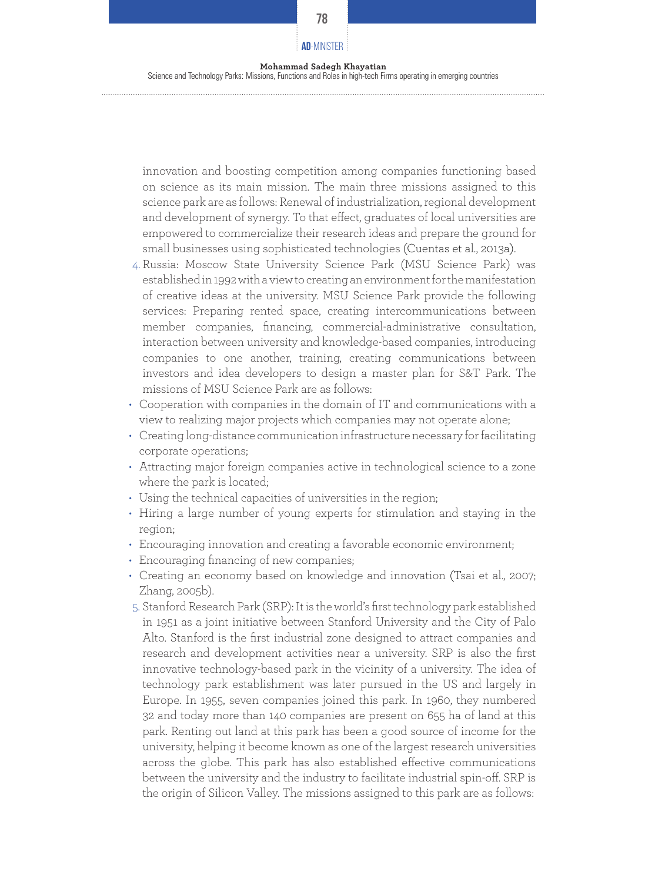innovation and boosting competition among companies functioning based on science as its main mission. The main three missions assigned to this science park are as follows: Renewal of industrialization, regional development and development of synergy. To that effect, graduates of local universities are empowered to commercialize their research ideas and prepare the ground for small businesses using sophisticated technologies (Cuentas et al., 2013a).

4. Russia: Moscow State University Science Park (MSU Science Park) was established in 1992 with a view to creating an environment for the manifestation of creative ideas at the university. MSU Science Park provide the following services: Preparing rented space, creating intercommunications between member companies, financing, commercial-administrative consultation, interaction between university and knowledge-based companies, introducing companies to one another, training, creating communications between investors and idea developers to design a master plan for S&T Park. The missions of MSU Science Park are as follows:

- Cooperation with companies in the domain of IT and communications with a view to realizing major projects which companies may not operate alone;
- Creating long-distance communication infrastructure necessary for facilitating corporate operations;
- Attracting major foreign companies active in technological science to a zone where the park is located;
- Using the technical capacities of universities in the region;
- Hiring a large number of young experts for stimulation and staying in the region;
- Encouraging innovation and creating a favorable economic environment;
- Encouraging financing of new companies;
- Creating an economy based on knowledge and innovation (Tsai et al., 2007; Zhang, 2005b).

5. Stanford Research Park (SRP): It is the world's first technology park established in 1951 as a joint initiative between Stanford University and the City of Palo Alto. Stanford is the first industrial zone designed to attract companies and research and development activities near a university. SRP is also the first innovative technology-based park in the vicinity of a university. The idea of technology park establishment was later pursued in the US and largely in Europe. In 1955, seven companies joined this park. In 1960, they numbered 32 and today more than 140 companies are present on 655 ha of land at this park. Renting out land at this park has been a good source of income for the university, helping it become known as one of the largest research universities across the globe. This park has also established effective communications between the university and the industry to facilitate industrial spin-off. SRP is the origin of Silicon Valley. The missions assigned to this park are as follows: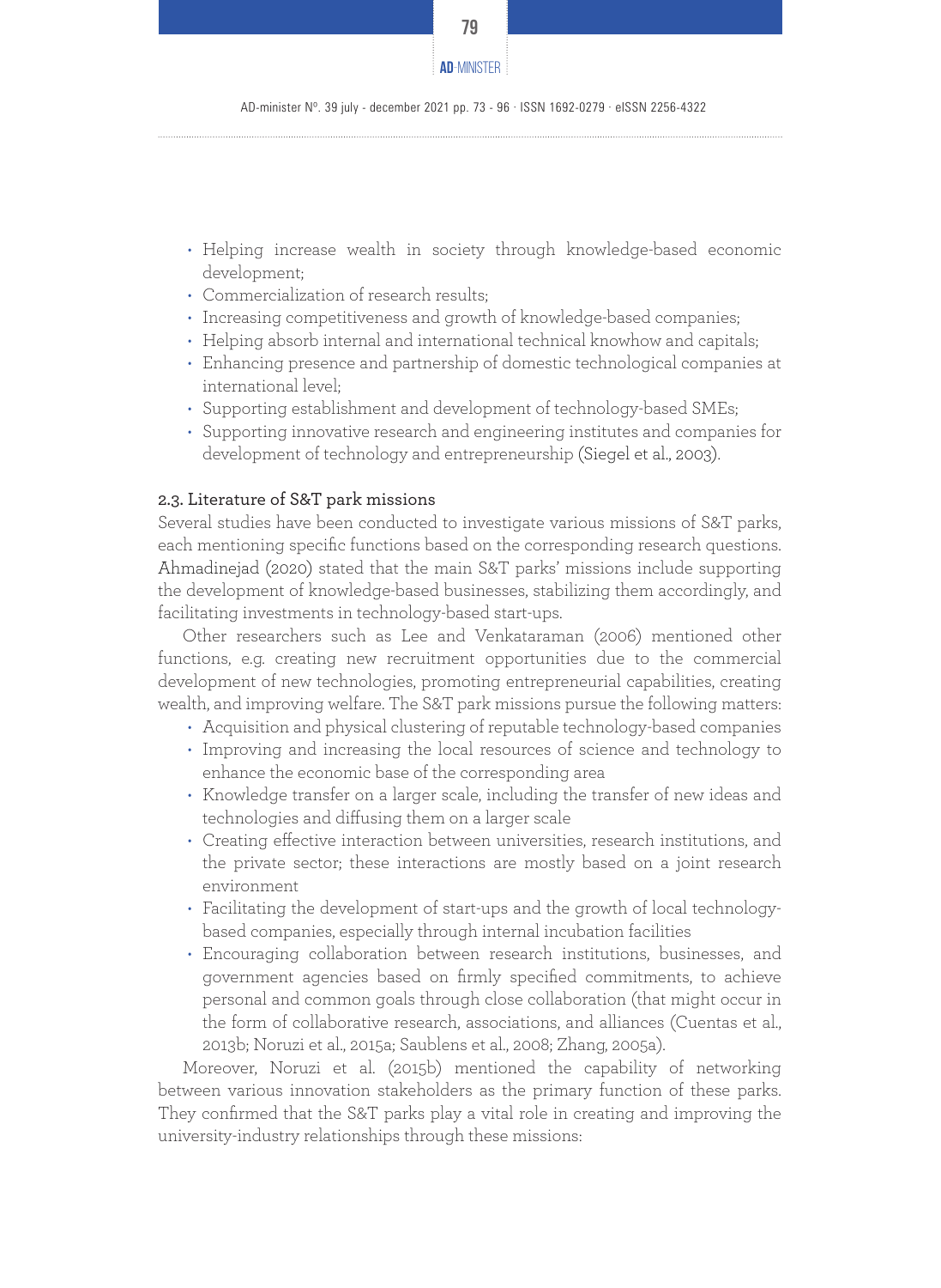- Helping increase wealth in society through knowledge-based economic development;
- Commercialization of research results;
- Increasing competitiveness and growth of knowledge-based companies;
- Helping absorb internal and international technical knowhow and capitals;
- Enhancing presence and partnership of domestic technological companies at international level;
- Supporting establishment and development of technology-based SMEs;
- Supporting innovative research and engineering institutes and companies for development of technology and entrepreneurship (Siegel et al., 2003).

### 2.3. Literature of S&T park missions

Several studies have been conducted to investigate various missions of S&T parks, each mentioning specific functions based on the corresponding research questions. Ahmadinejad (2020) stated that the main S&T parks' missions include supporting the development of knowledge-based businesses, stabilizing them accordingly, and facilitating investments in technology-based start-ups.

Other researchers such as Lee and Venkataraman (2006) mentioned other functions, e.g. creating new recruitment opportunities due to the commercial development of new technologies, promoting entrepreneurial capabilities, creating wealth, and improving welfare. The S&T park missions pursue the following matters:

- Acquisition and physical clustering of reputable technology-based companies
- Improving and increasing the local resources of science and technology to enhance the economic base of the corresponding area
- Knowledge transfer on a larger scale, including the transfer of new ideas and technologies and diffusing them on a larger scale
- Creating effective interaction between universities, research institutions, and the private sector; these interactions are mostly based on a joint research environment
- Facilitating the development of start-ups and the growth of local technology-based companies, especially through internal incubation facilities
- Encouraging collaboration between research institutions, businesses, and government agencies based on firmly specified commitments, to achieve personal and common goals through close collaboration (that might occur in the form of collaborative research, associations, and alliances (Cuentas et al., 2013b; Noruzi et al., 2015a; Saublens et al., 2008; Zhang, 2005a).

Moreover, Noruzi et al. (2015b) mentioned the capability of networking between various innovation stakeholders as the primary function of these parks. They confirmed that the S&T parks play a vital role in creating and improving the university-industry relationships through these missions: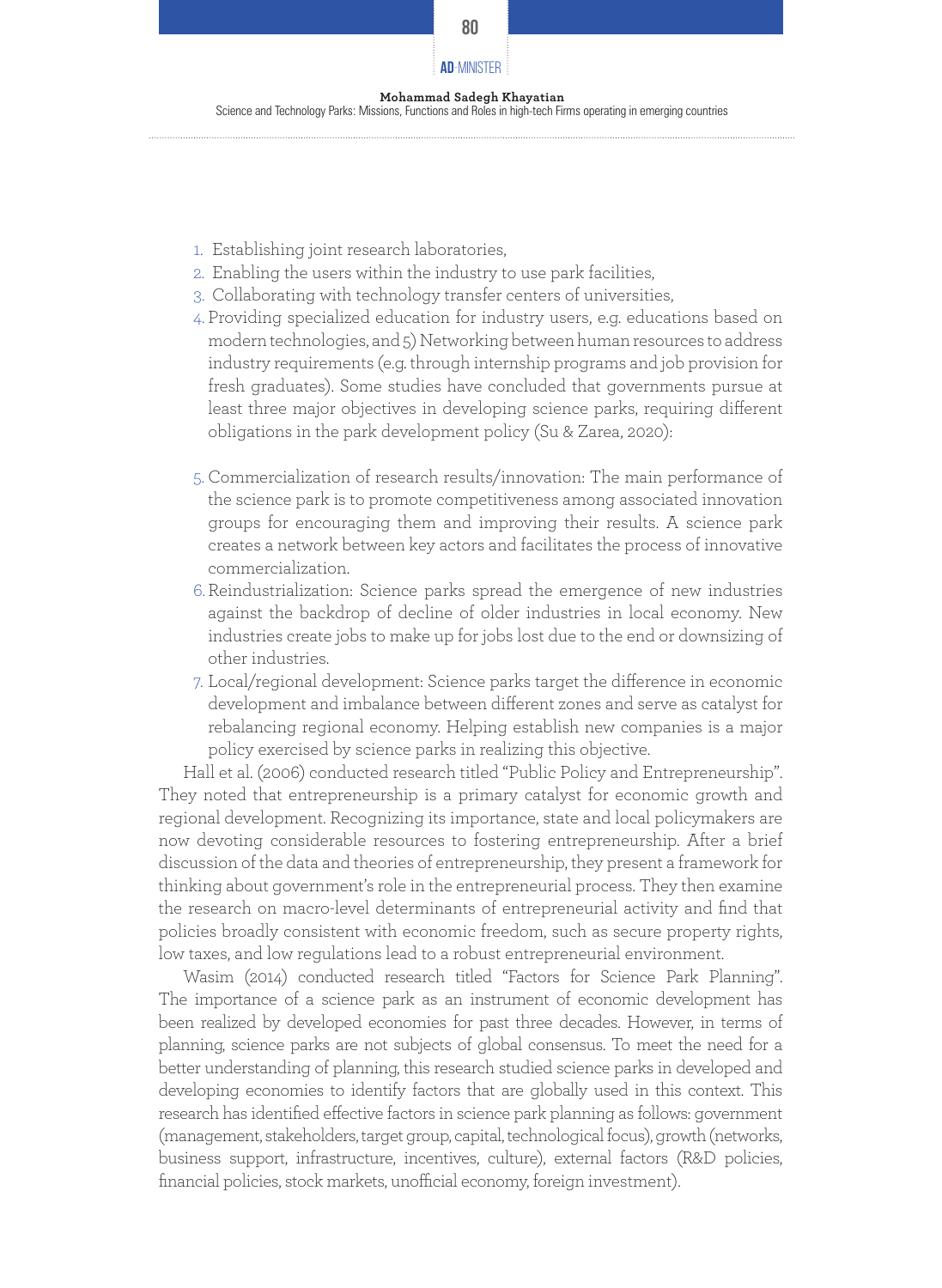1. Establishing joint research laboratories,
2. Enabling the users within the industry to use park facilities,
3. Collaborating with technology transfer centers of universities,
4. Providing specialized education for industry users, e.g. educations based on modern technologies, and 5) Networking between human resources to address industry requirements (e.g. through internship programs and job provision for fresh graduates). Some studies have concluded that governments pursue at least three major objectives in developing science parks, requiring different obligations in the park development policy (Su & Zarea, 2020):
5. Commercialization of research results/innovation: The main performance of the science park is to promote competitiveness among associated innovation groups for encouraging them and improving their results. A science park creates a network between key actors and facilitates the process of innovative commercialization.
6. Reindustrialization: Science parks spread the emergence of new industries against the backdrop of decline of older industries in local economy. New industries create jobs to make up for jobs lost due to the end or downsizing of other industries.
7. Local/regional development: Science parks target the difference in economic development and imbalance between different zones and serve as catalyst for rebalancing regional economy. Helping establish new companies is a major policy exercised by science parks in realizing this objective.

Hall et al. (2006) conducted research titled "Public Policy and Entrepreneurship". They noted that entrepreneurship is a primary catalyst for economic growth and regional development. Recognizing its importance, state and local policymakers are now devoting considerable resources to fostering entrepreneurship. After a brief discussion of the data and theories of entrepreneurship, they present a framework for thinking about government's role in the entrepreneurial process. They then examine the research on macro-level determinants of entrepreneurial activity and find that policies broadly consistent with economic freedom, such as secure property rights, low taxes, and low regulations lead to a robust entrepreneurial environment.

Wasim (2014) conducted research titled "Factors for Science Park Planning". The importance of a science park as an instrument of economic development has been realized by developed economies for past three decades. However, in terms of planning, science parks are not subjects of global consensus. To meet the need for a better understanding of planning, this research studied science parks in developed and developing economies to identify factors that are globally used in this context. This research has identified effective factors in science park planning as follows: government (management, stakeholders, target group, capital, technological focus), growth (networks, business support, infrastructure, incentives, culture), external factors (R&D policies, financial policies, stock markets, unofficial economy, foreign investment).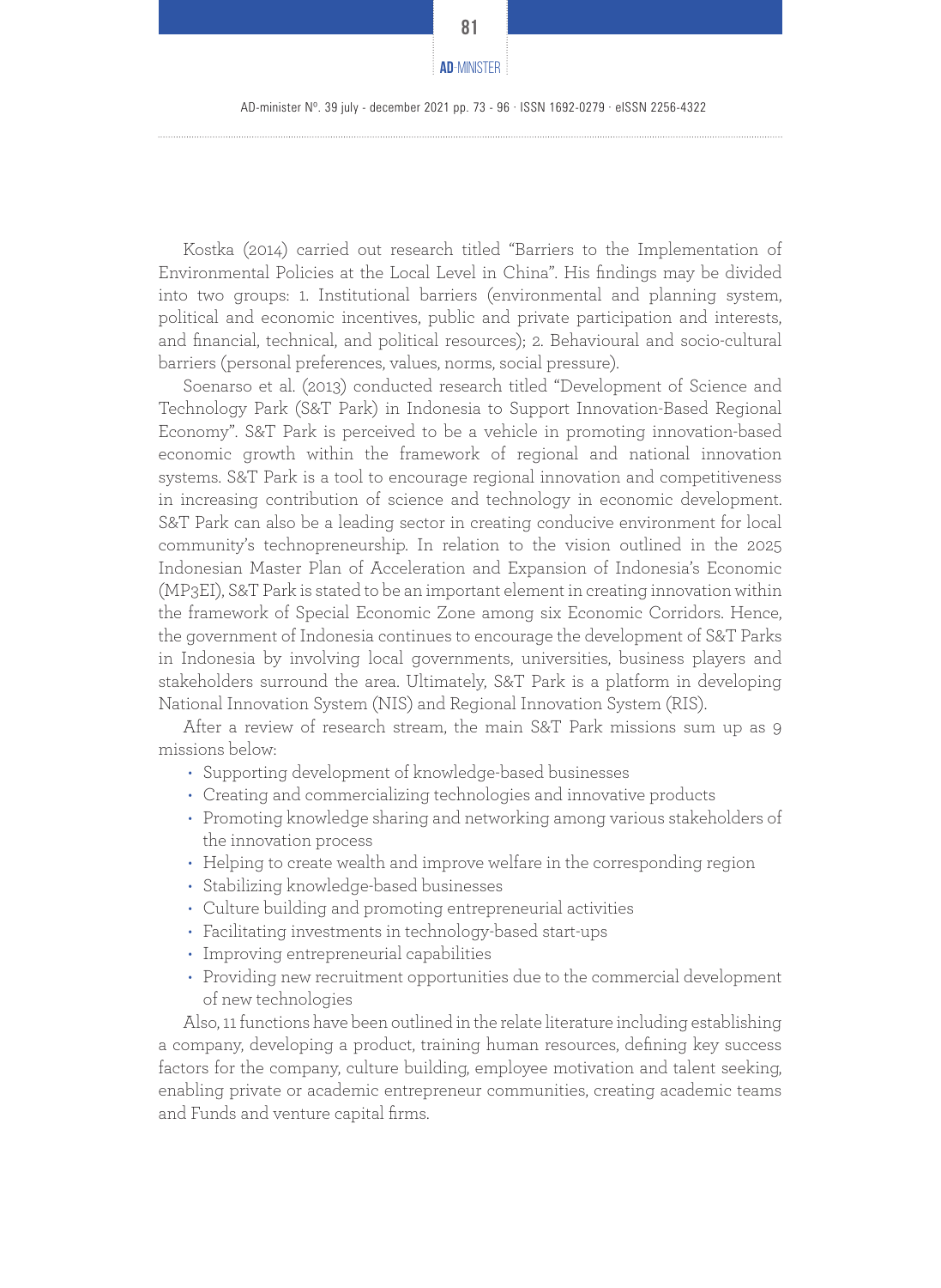Kostka (2014) carried out research titled "Barriers to the Implementation of Environmental Policies at the Local Level in China". His findings may be divided into two groups: 1. Institutional barriers (environmental and planning system, political and economic incentives, public and private participation and interests, and financial, technical, and political resources); 2. Behavioural and socio-cultural barriers (personal preferences, values, norms, social pressure).

Soenarso et al. (2013) conducted research titled "Development of Science and Technology Park (S&T Park) in Indonesia to Support Innovation-Based Regional Economy". S&T Park is perceived to be a vehicle in promoting innovation-based economic growth within the framework of regional and national innovation systems. S&T Park is a tool to encourage regional innovation and competitiveness in increasing contribution of science and technology in economic development. S&T Park can also be a leading sector in creating conducive environment for local community's technopreneurship. In relation to the vision outlined in the 2025 Indonesian Master Plan of Acceleration and Expansion of Indonesia's Economic (MP3EI), S&T Park is stated to be an important element in creating innovation within the framework of Special Economic Zone among six Economic Corridors. Hence, the government of Indonesia continues to encourage the development of S&T Parks in Indonesia by involving local governments, universities, business players and stakeholders surround the area. Ultimately, S&T Park is a platform in developing National Innovation System (NIS) and Regional Innovation System (RIS).

After a review of research stream, the main S&T Park missions sum up as 9 missions below:

- Supporting development of knowledge-based businesses
- Creating and commercializing technologies and innovative products
- Promoting knowledge sharing and networking among various stakeholders of the innovation process
- Helping to create wealth and improve welfare in the corresponding region
- Stabilizing knowledge-based businesses
- Culture building and promoting entrepreneurial activities
- Facilitating investments in technology-based start-ups
- Improving entrepreneurial capabilities
- Providing new recruitment opportunities due to the commercial development of new technologies

Also, 11 functions have been outlined in the relate literature including establishing a company, developing a product, training human resources, defining key success factors for the company, culture building, employee motivation and talent seeking, enabling private or academic entrepreneur communities, creating academic teams and Funds and venture capital firms.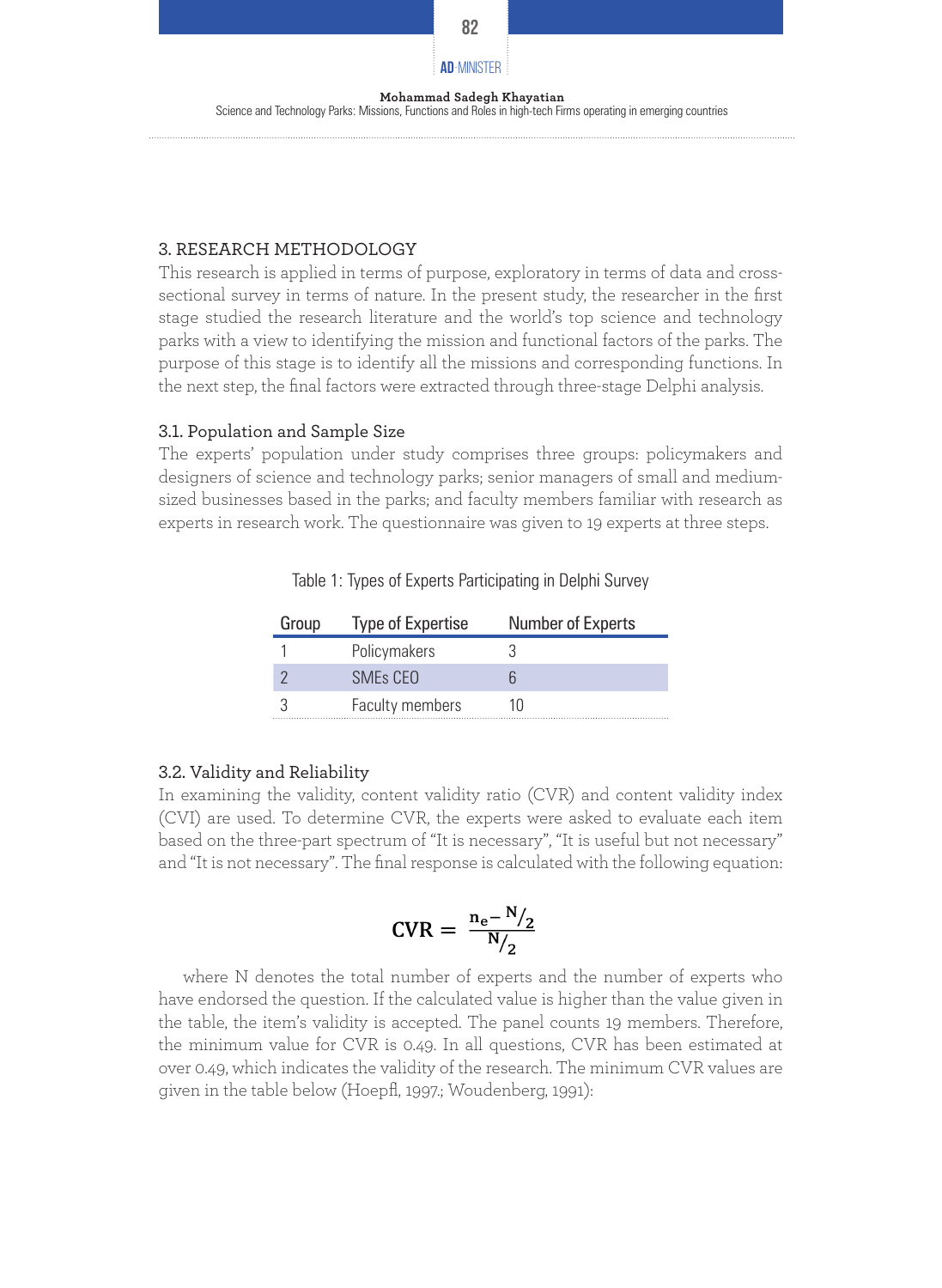## 3. RESEARCH METHODOLOGY

This research is applied in terms of purpose, exploratory in terms of data and cross-sectional survey in terms of nature. In the present study, the researcher in the first stage studied the research literature and the world's top science and technology parks with a view to identifying the mission and functional factors of the parks. The purpose of this stage is to identify all the missions and corresponding functions. In the next step, the final factors were extracted through three-stage Delphi analysis.

### 3.1. Population and Sample Size

The experts' population under study comprises three groups: policymakers and designers of science and technology parks; senior managers of small and medium-sized businesses based in the parks; and faculty members familiar with research as experts in research work. The questionnaire was given to 19 experts at three steps.

Table 1: Types of Experts Participating in Delphi Survey

| Group | Type of Expertise | Number of Experts |
|---|---|---|
| 1 | Policymakers | 3 |
| 2 | SMEs CEO | 6 |
| 3 | Faculty members | 10 |

### 3.2. Validity and Reliability

In examining the validity, content validity ratio (CVR) and content validity index (CVI) are used. To determine CVR, the experts were asked to evaluate each item based on the three-part spectrum of "It is necessary", "It is useful but not necessary" and "It is not necessary". The final response is calculated with the following equation:

$$\mathbf{CVR} = \frac{n_e - N/2}{N/2}$$

where N denotes the total number of experts and the number of experts who have endorsed the question. If the calculated value is higher than the value given in the table, the item's validity is accepted. The panel counts 19 members. Therefore, the minimum value for CVR is 0.49. In all questions, CVR has been estimated at over 0.49, which indicates the validity of the research. The minimum CVR values are given in the table below (Hoepfl, 1997.; Woudenberg, 1991):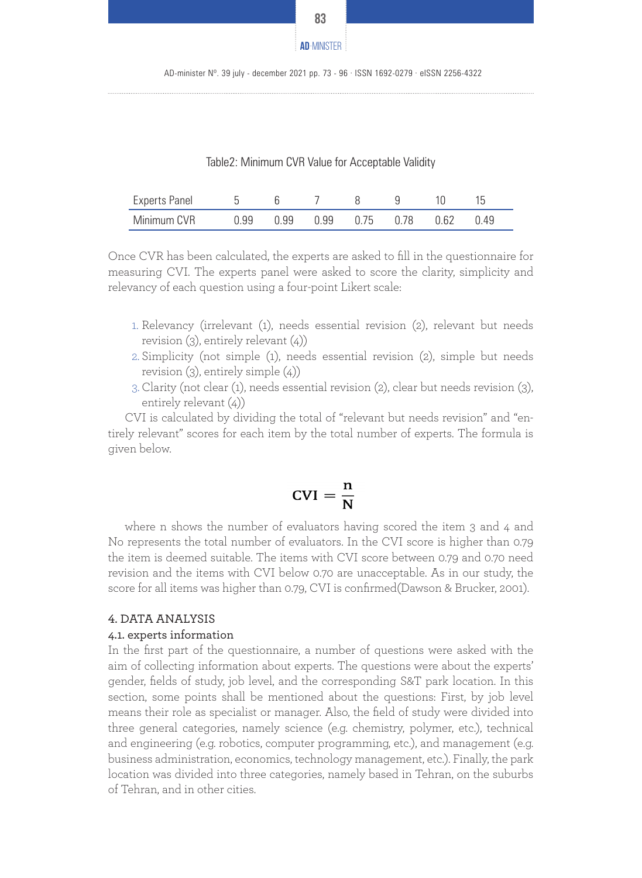Table2: Minimum CVR Value for Acceptable Validity

| Experts Panel | 5 | 6 | 7 | 8 | 9 | 10 | 15 |
|---|---|---|---|---|---|---|---|
| Minimum CVR | 0.99 | 0.99 | 0.99 | 0.75 | 0.78 | 0.62 | 0.49 |

Once CVR has been calculated, the experts are asked to fill in the questionnaire for measuring CVI. The experts panel were asked to score the clarity, simplicity and relevancy of each question using a four-point Likert scale:

1. Relevancy (irrelevant (1), needs essential revision (2), relevant but needs revision (3), entirely relevant (4))
2. Simplicity (not simple (1), needs essential revision (2), simple but needs revision (3), entirely simple (4))
3. Clarity (not clear (1), needs essential revision (2), clear but needs revision (3), entirely relevant (4))

CVI is calculated by dividing the total of "relevant but needs revision" and "entirely relevant" scores for each item by the total number of experts. The formula is given below.

$$\mathbf{CVI} = \frac{\mathbf{n}}{\mathbf{N}}$$

where n shows the number of evaluators having scored the item 3 and 4 and No represents the total number of evaluators. In the CVI score is higher than 0.79 the item is deemed suitable. The items with CVI score between 0.79 and 0.70 need revision and the items with CVI below 0.70 are unacceptable. As in our study, the score for all items was higher than 0.79, CVI is confirmed(Dawson & Brucker, 2001).

## 4. DATA ANALYSIS

### 4.1. experts information

In the first part of the questionnaire, a number of questions were asked with the aim of collecting information about experts. The questions were about the experts' gender, fields of study, job level, and the corresponding S&T park location. In this section, some points shall be mentioned about the questions: First, by job level means their role as specialist or manager. Also, the field of study were divided into three general categories, namely science (e.g. chemistry, polymer, etc.), technical and engineering (e.g. robotics, computer programming, etc.), and management (e.g. business administration, economics, technology management, etc.). Finally, the park location was divided into three categories, namely based in Tehran, on the suburbs of Tehran, and in other cities.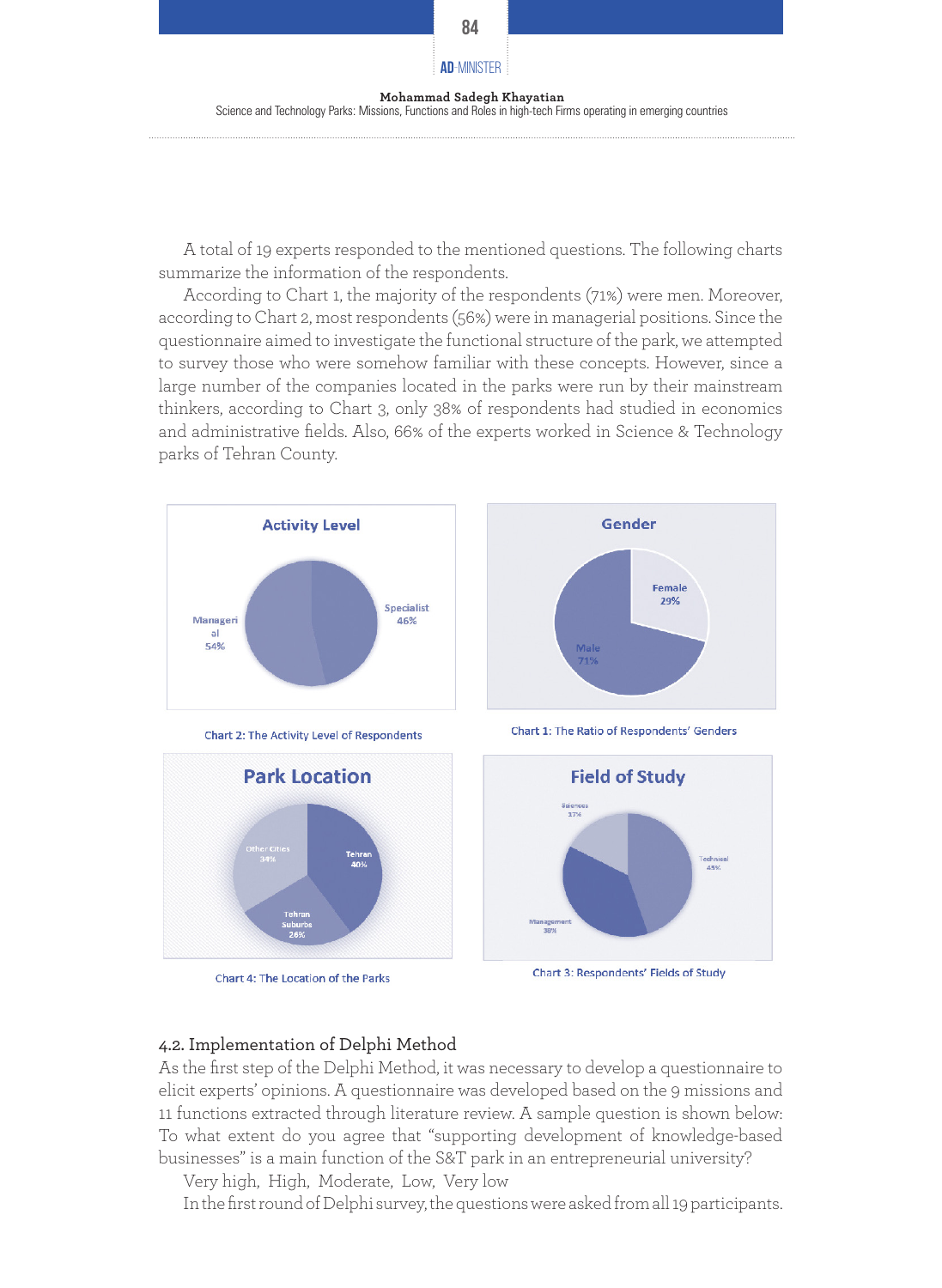A total of 19 experts responded to the mentioned questions. The following charts summarize the information of the respondents.

According to Chart 1, the majority of the respondents (71%) were men. Moreover, according to Chart 2, most respondents (56%) were in managerial positions. Since the questionnaire aimed to investigate the functional structure of the park, we attempted to survey those who were somehow familiar with these concepts. However, since a large number of the companies located in the parks were run by their mainstream thinkers, according to Chart 3, only 38% of respondents had studied in economics and administrative fields. Also, 66% of the experts worked in Science & Technology parks of Tehran County.

**Activity Level**

Managerial 54%; Specialist 46%

Chart 2: The Activity Level of Respondents

**Gender**

Female 29%; Male 71%

Chart 1: The Ratio of Respondents' Genders

**Park Location**

Other Cities 34%; Tehran 40%; Tehran Suburbs 26%

Chart 4: The Location of the Parks

**Field of Study**

Sciences 17%; Technical 45%; Management 38%

Chart 3: Respondents' Fields of Study

## 4.2. Implementation of Delphi Method

As the first step of the Delphi Method, it was necessary to develop a questionnaire to elicit experts' opinions. A questionnaire was developed based on the 9 missions and 11 functions extracted through literature review. A sample question is shown below: To what extent do you agree that "supporting development of knowledge-based businesses" is a main function of the S&T park in an entrepreneurial university?

Very high, High, Moderate, Low, Very low

In the first round of Delphi survey, the questions were asked from all 19 participants.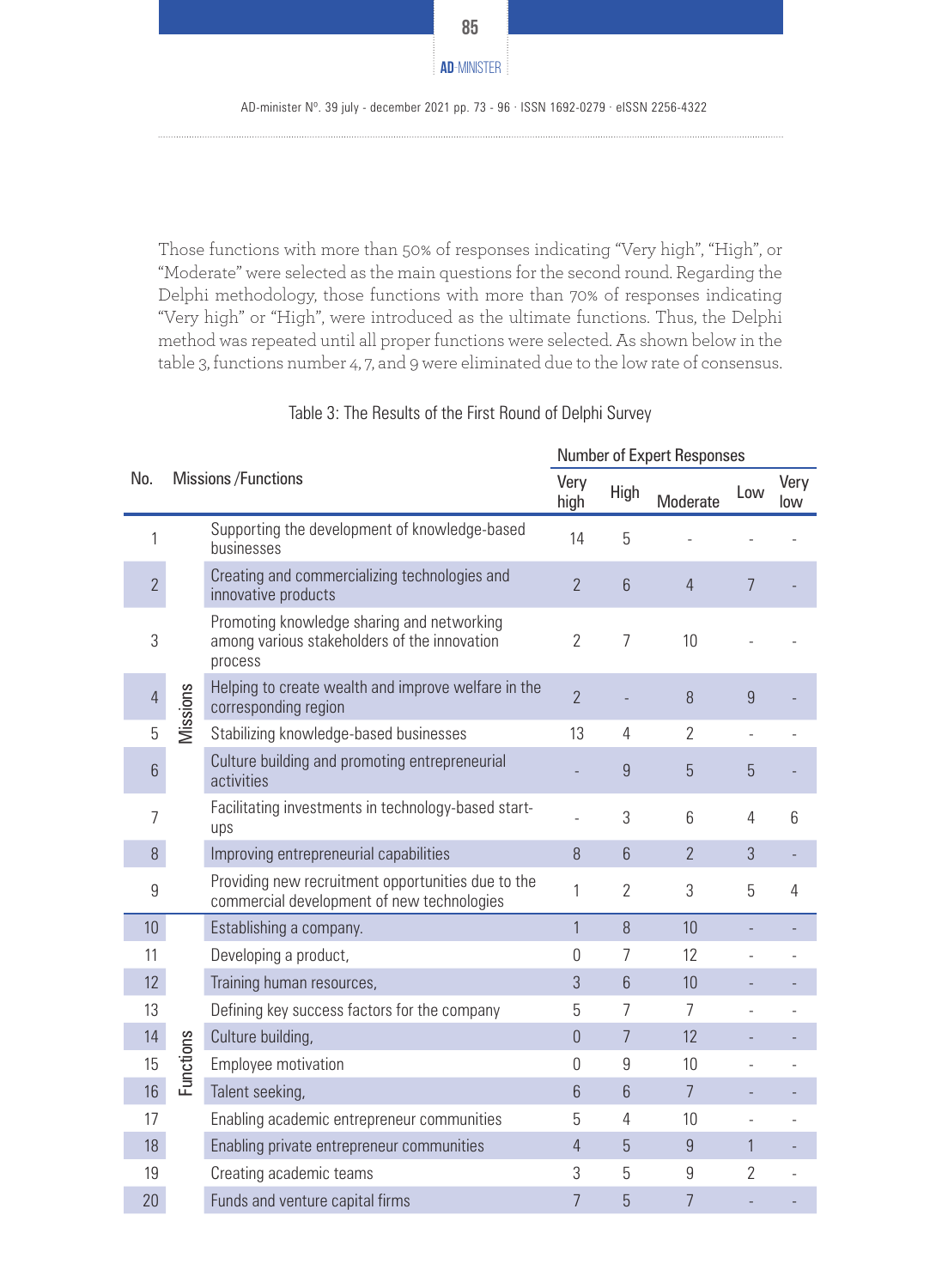Those functions with more than 50% of responses indicating "Very high", "High", or "Moderate" were selected as the main questions for the second round. Regarding the Delphi methodology, those functions with more than 70% of responses indicating "Very high" or "High", were introduced as the ultimate functions. Thus, the Delphi method was repeated until all proper functions were selected. As shown below in the table 3, functions number 4, 7, and 9 were eliminated due to the low rate of consensus.

Table 3: The Results of the First Round of Delphi Survey

| No. | Missions /Functions | | Number of Expert Responses | | | | |
|---|---|---|---|---|---|---|---|
| | | | Very high | High | Moderate | Low | Very low |
| 1 | Missions | Supporting the development of knowledge-based businesses | 14 | 5 | - | - | - |
| 2 | | Creating and commercializing technologies and innovative products | 2 | 6 | 4 | 7 | - |
| 3 | | Promoting knowledge sharing and networking among various stakeholders of the innovation process | 2 | 7 | 10 | - | - |
| 4 | | Helping to create wealth and improve welfare in the corresponding region | 2 | - | 8 | 9 | - |
| 5 | | Stabilizing knowledge-based businesses | 13 | 4 | 2 | - | - |
| 6 | | Culture building and promoting entrepreneurial activities | - | 9 | 5 | 5 | - |
| 7 | | Facilitating investments in technology-based start-ups | - | 3 | 6 | 4 | 6 |
| 8 | | Improving entrepreneurial capabilities | 8 | 6 | 2 | 3 | - |
| 9 | | Providing new recruitment opportunities due to the commercial development of new technologies | 1 | 2 | 3 | 5 | 4 |
| 10 | Functions | Establishing a company. | 1 | 8 | 10 | - | - |
| 11 | | Developing a product, | 0 | 7 | 12 | - | - |
| 12 | | Training human resources, | 3 | 6 | 10 | - | - |
| 13 | | Defining key success factors for the company | 5 | 7 | 7 | - | - |
| 14 | | Culture building, | 0 | 7 | 12 | - | - |
| 15 | | Employee motivation | 0 | 9 | 10 | - | - |
| 16 | | Talent seeking, | 6 | 6 | 7 | - | - |
| 17 | | Enabling academic entrepreneur communities | 5 | 4 | 10 | - | - |
| 18 | | Enabling private entrepreneur communities | 4 | 5 | 9 | 1 | - |
| 19 | | Creating academic teams | 3 | 5 | 9 | 2 | - |
| 20 | | Funds and venture capital firms | 7 | 5 | 7 | - | - |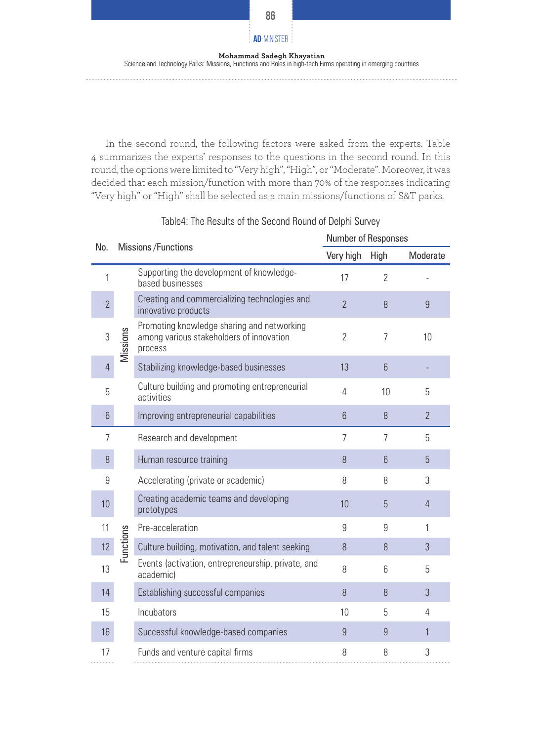In the second round, the following factors were asked from the experts. Table 4 summarizes the experts' responses to the questions in the second round. In this round, the options were limited to "Very high", "High", or "Moderate". Moreover, it was decided that each mission/function with more than 70% of the responses indicating "Very high" or "High" shall be selected as a main missions/functions of S&T parks.

Table4: The Results of the Second Round of Delphi Survey

| No. | | Missions /Functions | Number of Responses | | |
|---|---|---|---|---|---|
| | | | Very high | High | Moderate |
| 1 | Missions | Supporting the development of knowledge-based businesses | 17 | 2 | - |
| 2 | Missions | Creating and commercializing technologies and innovative products | 2 | 8 | 9 |
| 3 | Missions | Promoting knowledge sharing and networking among various stakeholders of innovation process | 2 | 7 | 10 |
| 4 | Missions | Stabilizing knowledge-based businesses | 13 | 6 | - |
| 5 | Missions | Culture building and promoting entrepreneurial activities | 4 | 10 | 5 |
| 6 | Missions | Improving entrepreneurial capabilities | 6 | 8 | 2 |
| 7 | Functions | Research and development | 7 | 7 | 5 |
| 8 | Functions | Human resource training | 8 | 6 | 5 |
| 9 | Functions | Accelerating (private or academic) | 8 | 8 | 3 |
| 10 | Functions | Creating academic teams and developing prototypes | 10 | 5 | 4 |
| 11 | Functions | Pre-acceleration | 9 | 9 | 1 |
| 12 | Functions | Culture building, motivation, and talent seeking | 8 | 8 | 3 |
| 13 | Functions | Events (activation, entrepreneurship, private, and academic) | 8 | 6 | 5 |
| 14 | Functions | Establishing successful companies | 8 | 8 | 3 |
| 15 | Functions | Incubators | 10 | 5 | 4 |
| 16 | Functions | Successful knowledge-based companies | 9 | 9 | 1 |
| 17 | Functions | Funds and venture capital firms | 8 | 8 | 3 |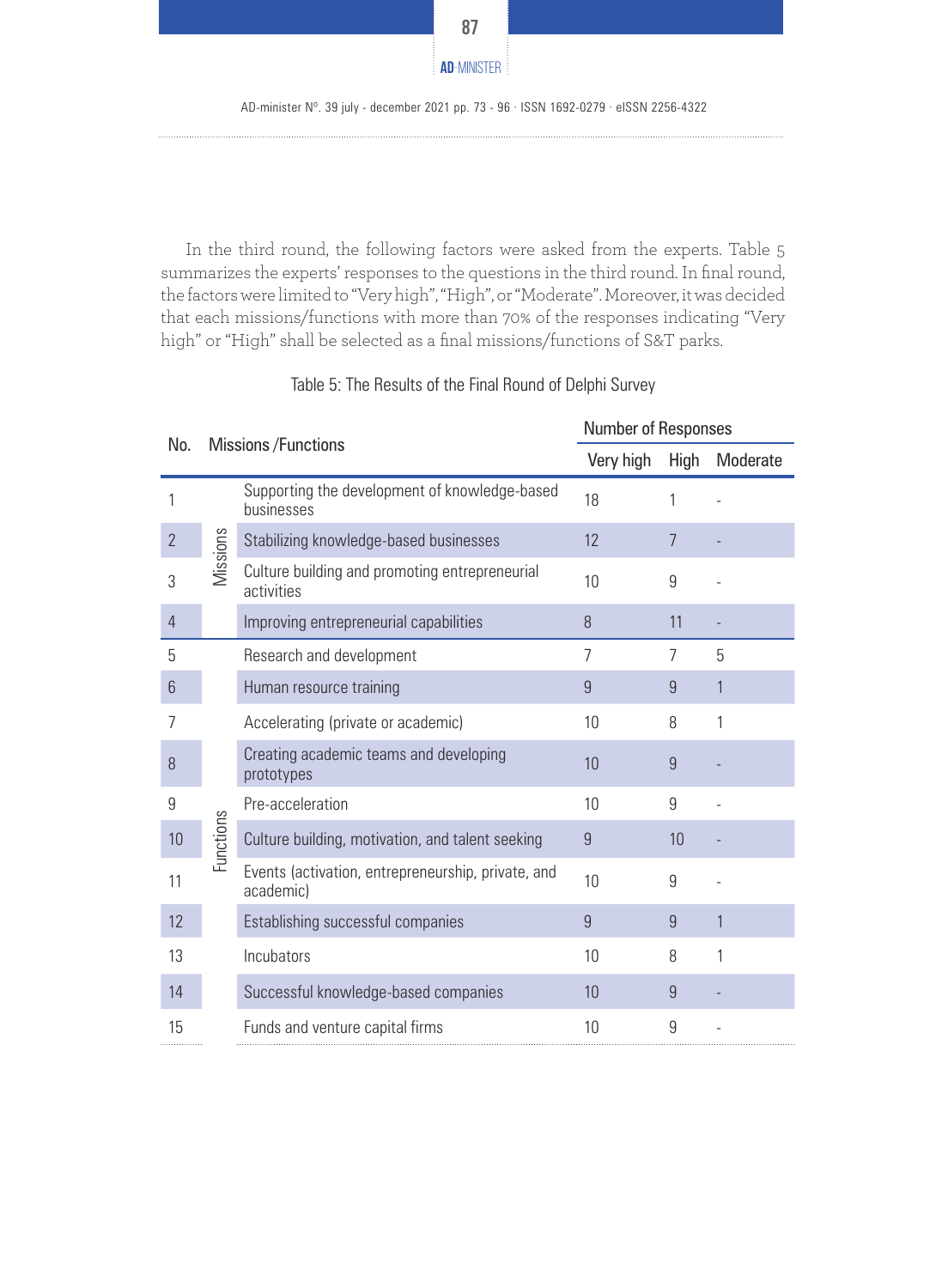In the third round, the following factors were asked from the experts. Table 5 summarizes the experts' responses to the questions in the third round. In final round, the factors were limited to "Very high", "High", or "Moderate". Moreover, it was decided that each missions/functions with more than 70% of the responses indicating "Very high" or "High" shall be selected as a final missions/functions of S&T parks.

Table 5: The Results of the Final Round of Delphi Survey

| No. | | Missions /Functions | Number of Responses | | |
|---|---|---|---|---|---|
| | | | Very high | High | Moderate |
| 1 | Missions | Supporting the development of knowledge-based businesses | 18 | 1 | - |
| 2 | Missions | Stabilizing knowledge-based businesses | 12 | 7 | - |
| 3 | Missions | Culture building and promoting entrepreneurial activities | 10 | 9 | - |
| 4 | Missions | Improving entrepreneurial capabilities | 8 | 11 | - |
| 5 | Functions | Research and development | 7 | 7 | 5 |
| 6 | Functions | Human resource training | 9 | 9 | 1 |
| 7 | Functions | Accelerating (private or academic) | 10 | 8 | 1 |
| 8 | Functions | Creating academic teams and developing prototypes | 10 | 9 | - |
| 9 | Functions | Pre-acceleration | 10 | 9 | - |
| 10 | Functions | Culture building, motivation, and talent seeking | 9 | 10 | - |
| 11 | Functions | Events (activation, entrepreneurship, private, and academic) | 10 | 9 | - |
| 12 | Functions | Establishing successful companies | 9 | 9 | 1 |
| 13 | Functions | Incubators | 10 | 8 | 1 |
| 14 | Functions | Successful knowledge-based companies | 10 | 9 | - |
| 15 | Functions | Funds and venture capital firms | 10 | 9 | - |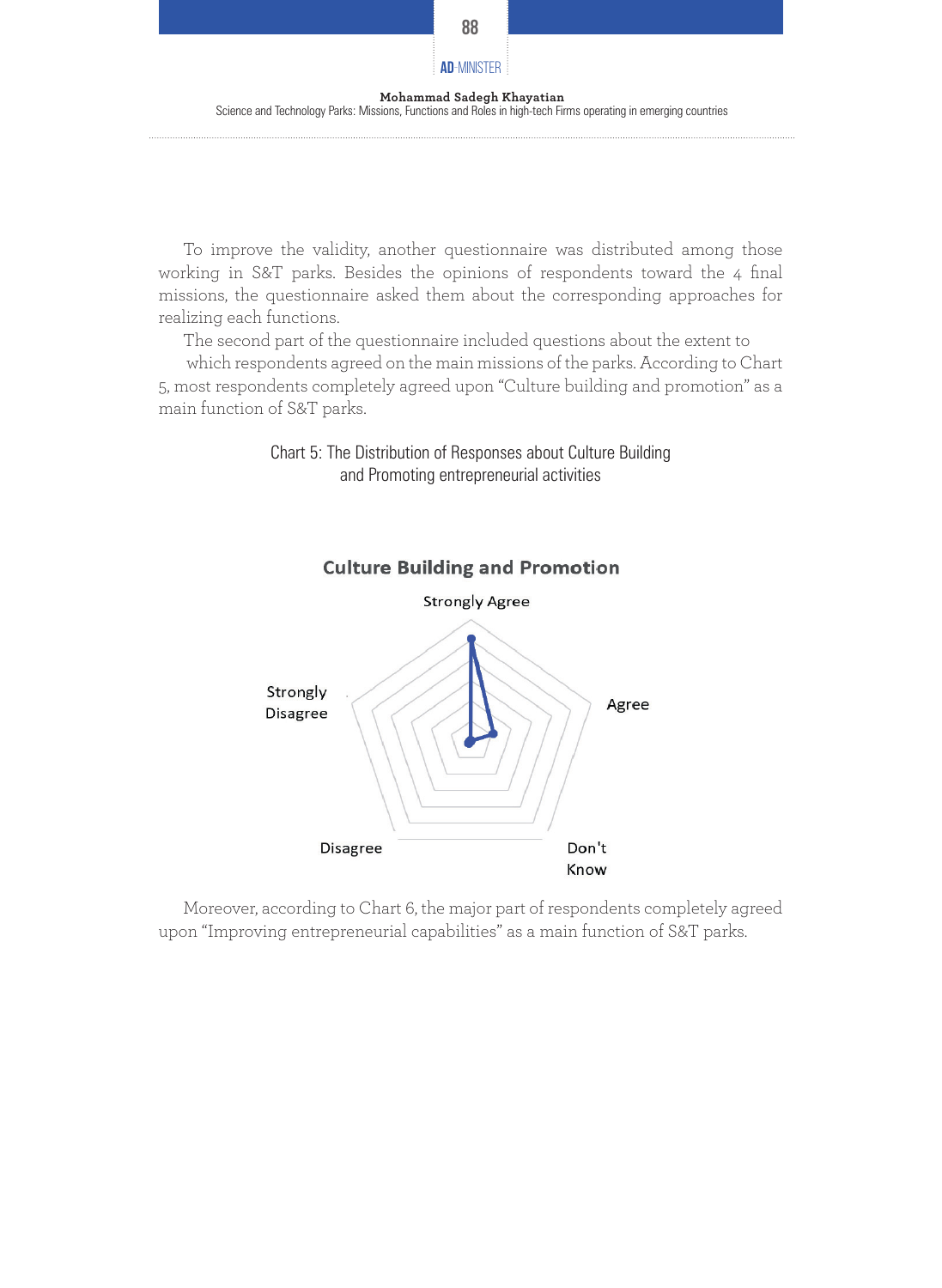To improve the validity, another questionnaire was distributed among those working in S&T parks. Besides the opinions of respondents toward the 4 final missions, the questionnaire asked them about the corresponding approaches for realizing each functions.

The second part of the questionnaire included questions about the extent to which respondents agreed on the main missions of the parks. According to Chart 5, most respondents completely agreed upon "Culture building and promotion" as a main function of S&T parks.

Chart 5: The Distribution of Responses about Culture Building and Promoting entrepreneurial activities

**Culture Building and Promotion**

Strongly Agree

Agree

Don't Know

Disagree

Strongly Disagree

Moreover, according to Chart 6, the major part of respondents completely agreed upon "Improving entrepreneurial capabilities" as a main function of S&T parks.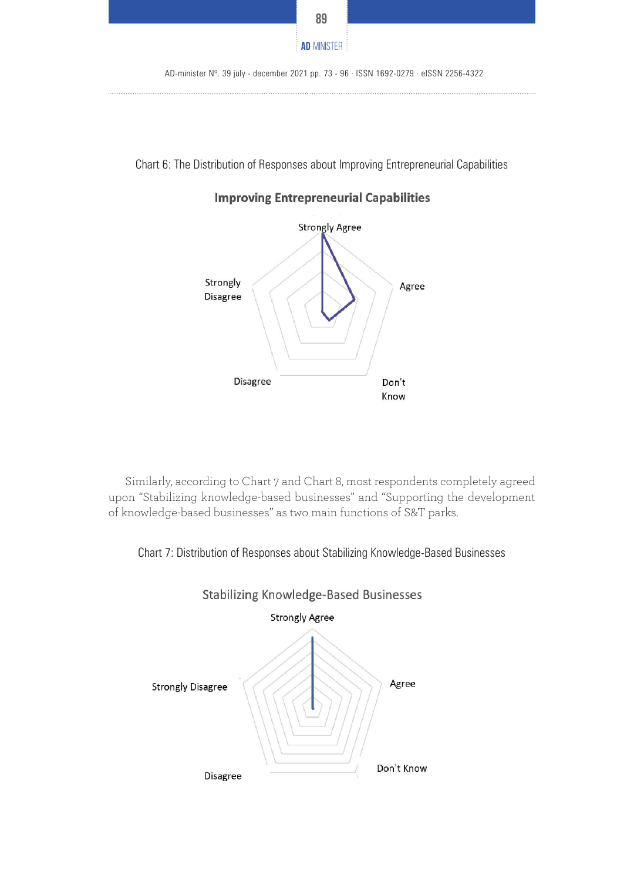Chart 6: The Distribution of Responses about Improving Entrepreneurial Capabilities

**Improving Entrepreneurial Capabilities**

Strongly Agree

Agree

Don't Know

Disagree

Strongly Disagree

Similarly, according to Chart 7 and Chart 8, most respondents completely agreed upon “Stabilizing knowledge-based businesses” and “Supporting the development of knowledge-based businesses” as two main functions of S&T parks.

Chart 7: Distribution of Responses about Stabilizing Knowledge-Based Businesses

Stabilizing Knowledge-Based Businesses

Strongly Agree

Agree

Don't Know

Disagree

Strongly Disagree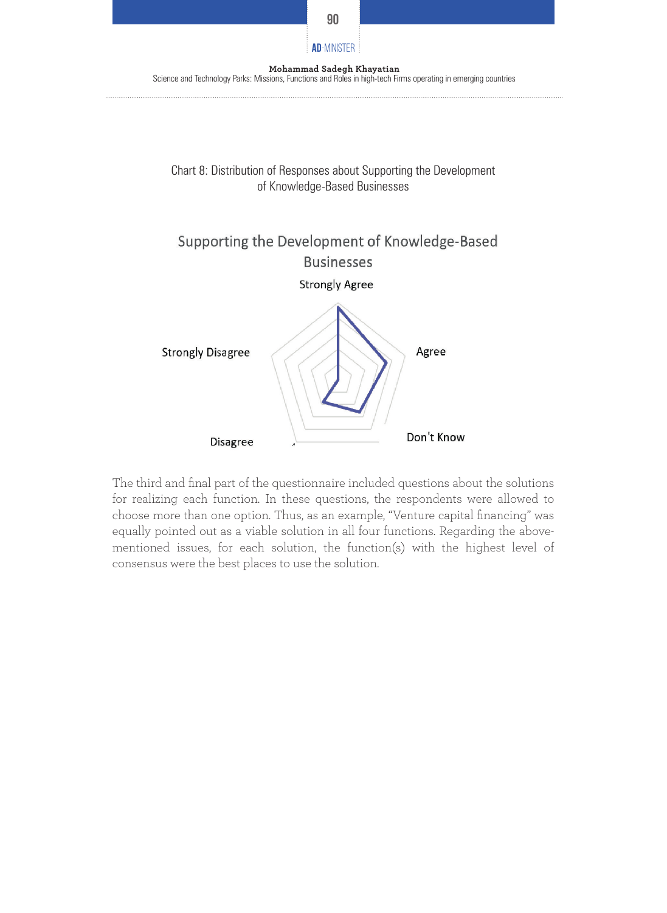Chart 8: Distribution of Responses about Supporting the Development of Knowledge-Based Businesses

Supporting the Development of Knowledge-Based Businesses

Strongly Agree

Agree

Don't Know

Disagree

Strongly Disagree

The third and final part of the questionnaire included questions about the solutions for realizing each function. In these questions, the respondents were allowed to choose more than one option. Thus, as an example, "Venture capital financing" was equally pointed out as a viable solution in all four functions. Regarding the above-mentioned issues, for each solution, the function(s) with the highest level of consensus were the best places to use the solution.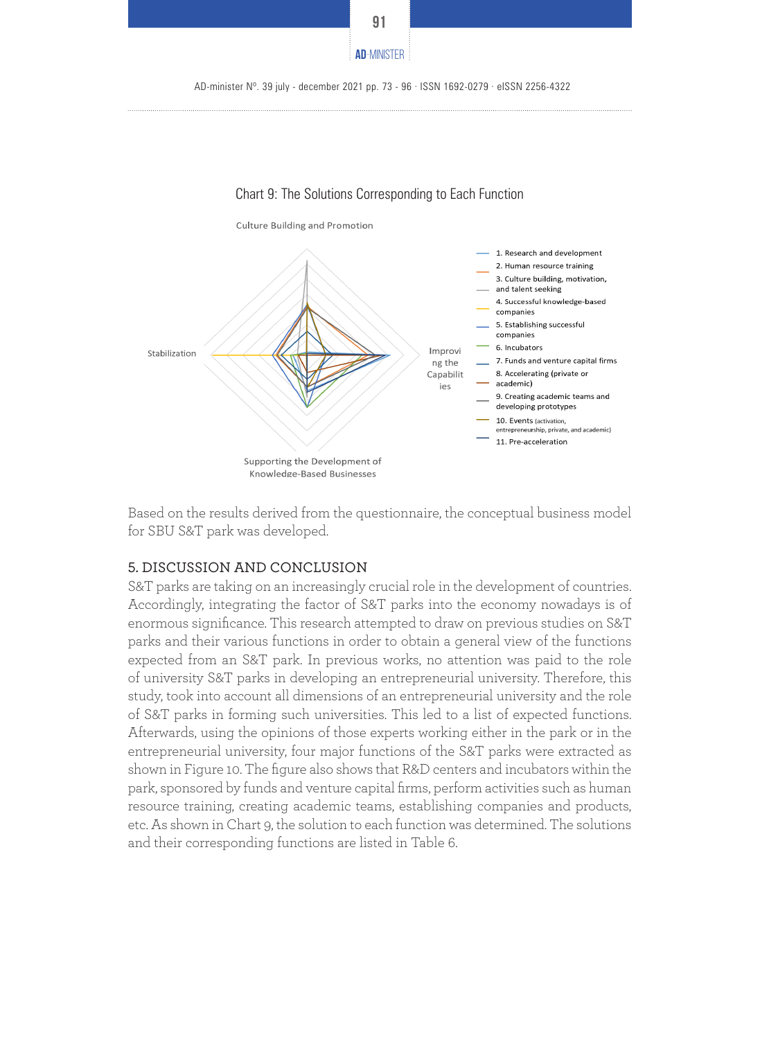Chart 9: The Solutions Corresponding to Each Function

Culture Building and Promotion

Stabilization

Improving the Capabilities

Supporting the Development of Knowledge-Based Businesses

1. Research and development
2. Human resource training
3. Culture building, motivation, and talent seeking
4. Successful knowledge-based companies
5. Establishing successful companies
6. Incubators
7. Funds and venture capital firms
8. Accelerating (private or academic)
9. Creating academic teams and developing prototypes
10. Events (activation, entrepreneurship, private, and academic)
11. Pre-acceleration

Based on the results derived from the questionnaire, the conceptual business model for SBU S&T park was developed.

## 5. DISCUSSION AND CONCLUSION

S&T parks are taking on an increasingly crucial role in the development of countries. Accordingly, integrating the factor of S&T parks into the economy nowadays is of enormous significance. This research attempted to draw on previous studies on S&T parks and their various functions in order to obtain a general view of the functions expected from an S&T park. In previous works, no attention was paid to the role of university S&T parks in developing an entrepreneurial university. Therefore, this study, took into account all dimensions of an entrepreneurial university and the role of S&T parks in forming such universities. This led to a list of expected functions. Afterwards, using the opinions of those experts working either in the park or in the entrepreneurial university, four major functions of the S&T parks were extracted as shown in Figure 10. The figure also shows that R&D centers and incubators within the park, sponsored by funds and venture capital firms, perform activities such as human resource training, creating academic teams, establishing companies and products, etc. As shown in Chart 9, the solution to each function was determined. The solutions and their corresponding functions are listed in Table 6.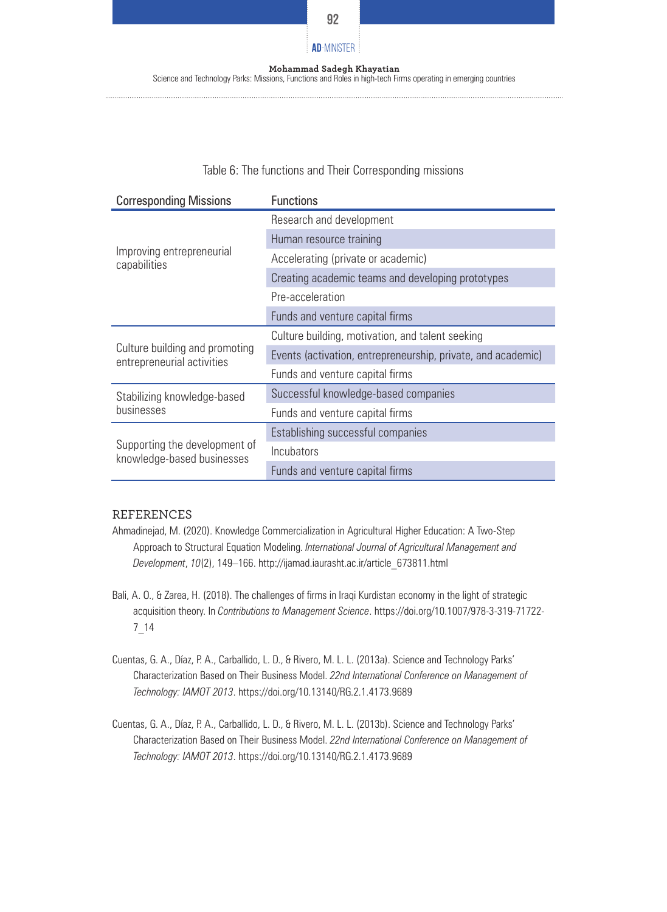Table 6: The functions and Their Corresponding missions

| Corresponding Missions | Functions |
| --- | --- |
| Improving entrepreneurial capabilities | Research and development |
| | Human resource training |
| | Accelerating (private or academic) |
| | Creating academic teams and developing prototypes |
| | Pre-acceleration |
| | Funds and venture capital firms |
| Culture building and promoting entrepreneurial activities | Culture building, motivation, and talent seeking |
| | Events (activation, entrepreneurship, private, and academic) |
| | Funds and venture capital firms |
| Stabilizing knowledge-based businesses | Successful knowledge-based companies |
| | Funds and venture capital firms |
| Supporting the development of knowledge-based businesses | Establishing successful companies |
| | Incubators |
| | Funds and venture capital firms |

## REFERENCES

Ahmadinejad, M. (2020). Knowledge Commercialization in Agricultural Higher Education: A Two-Step Approach to Structural Equation Modeling. *International Journal of Agricultural Management and Development*, *10*(2), 149–166. http://ijamad.iaurasht.ac.ir/article_673811.html

Bali, A. O., & Zarea, H. (2018). The challenges of firms in Iraqi Kurdistan economy in the light of strategic acquisition theory. In *Contributions to Management Science*. https://doi.org/10.1007/978-3-319-71722-7_14

Cuentas, G. A., Díaz, P. A., Carballido, L. D., & Rivero, M. L. L. (2013a). Science and Technology Parks' Characterization Based on Their Business Model. *22nd International Conference on Management of Technology: IAMOT 2013*. https://doi.org/10.13140/RG.2.1.4173.9689

Cuentas, G. A., Díaz, P. A., Carballido, L. D., & Rivero, M. L. L. (2013b). Science and Technology Parks' Characterization Based on Their Business Model. *22nd International Conference on Management of Technology: IAMOT 2013*. https://doi.org/10.13140/RG.2.1.4173.9689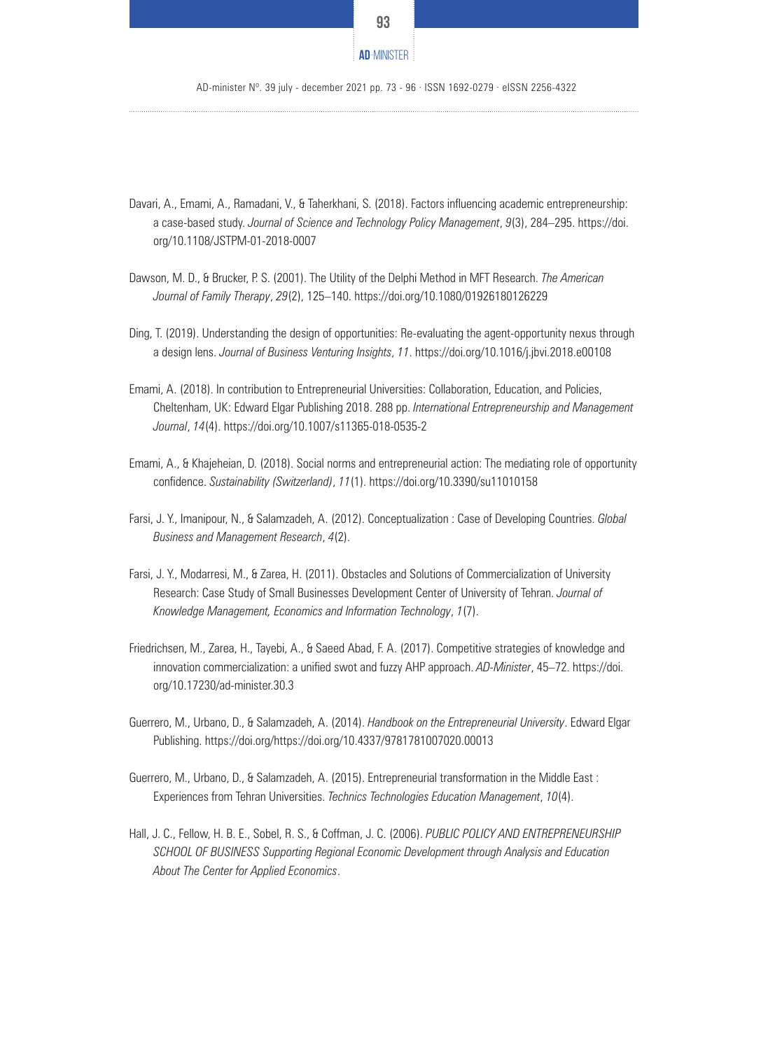Davari, A., Emami, A., Ramadani, V., & Taherkhani, S. (2018). Factors influencing academic entrepreneurship: a case-based study. *Journal of Science and Technology Policy Management*, *9*(3), 284–295. https://doi.org/10.1108/JSTPM-01-2018-0007

Dawson, M. D., & Brucker, P. S. (2001). The Utility of the Delphi Method in MFT Research. *The American Journal of Family Therapy*, *29*(2), 125–140. https://doi.org/10.1080/01926180126229

Ding, T. (2019). Understanding the design of opportunities: Re-evaluating the agent-opportunity nexus through a design lens. *Journal of Business Venturing Insights*, *11*. https://doi.org/10.1016/j.jbvi.2018.e00108

Emami, A. (2018). In contribution to Entrepreneurial Universities: Collaboration, Education, and Policies, Cheltenham, UK: Edward Elgar Publishing 2018. 288 pp. *International Entrepreneurship and Management Journal*, *14*(4). https://doi.org/10.1007/s11365-018-0535-2

Emami, A., & Khajeheian, D. (2018). Social norms and entrepreneurial action: The mediating role of opportunity confidence. *Sustainability (Switzerland)*, *11*(1). https://doi.org/10.3390/su11010158

Farsi, J. Y., Imanipour, N., & Salamzadeh, A. (2012). Conceptualization : Case of Developing Countries. *Global Business and Management Research*, *4*(2).

Farsi, J. Y., Modarresi, M., & Zarea, H. (2011). Obstacles and Solutions of Commercialization of University Research: Case Study of Small Businesses Development Center of University of Tehran. *Journal of Knowledge Management, Economics and Information Technology*, *1*(7).

Friedrichsen, M., Zarea, H., Tayebi, A., & Saeed Abad, F. A. (2017). Competitive strategies of knowledge and innovation commercialization: a unified swot and fuzzy AHP approach. *AD-Minister*, 45–72. https://doi.org/10.17230/ad-minister.30.3

Guerrero, M., Urbano, D., & Salamzadeh, A. (2014). *Handbook on the Entrepreneurial University*. Edward Elgar Publishing. https://doi.org/https://doi.org/10.4337/9781781007020.00013

Guerrero, M., Urbano, D., & Salamzadeh, A. (2015). Entrepreneurial transformation in the Middle East : Experiences from Tehran Universities. *Technics Technologies Education Management*, *10*(4).

Hall, J. C., Fellow, H. B. E., Sobel, R. S., & Coffman, J. C. (2006). *PUBLIC POLICY AND ENTREPRENEURSHIP SCHOOL OF BUSINESS Supporting Regional Economic Development through Analysis and Education About The Center for Applied Economics*.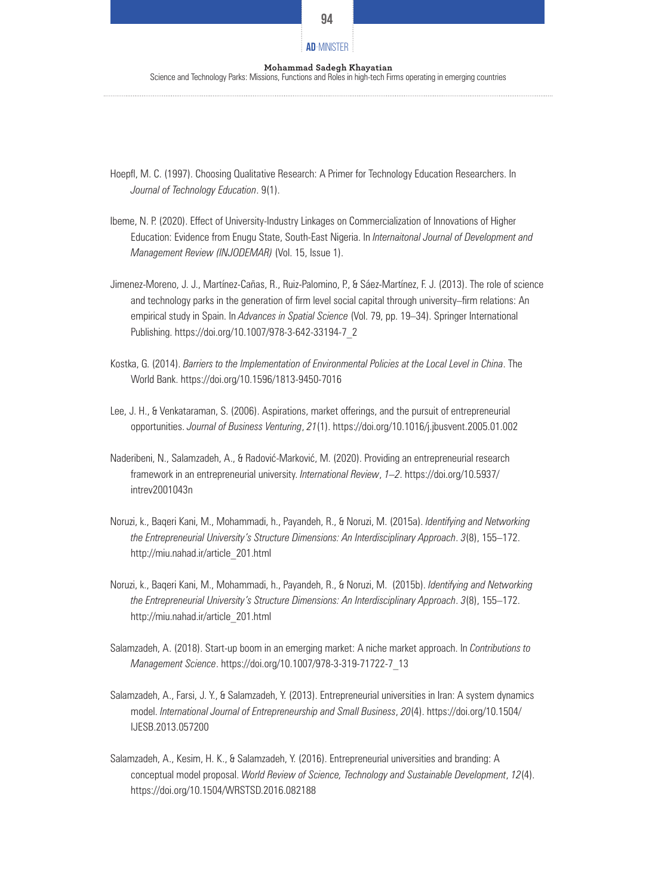Hoepfl, M. C. (1997). Choosing Qualitative Research: A Primer for Technology Education Researchers. In *Journal of Technology Education*. 9(1).

Ibeme, N. P. (2020). Effect of University-Industry Linkages on Commercialization of Innovations of Higher Education: Evidence from Enugu State, South-East Nigeria. In *Internaitonal Journal of Development and Management Review (INJODEMAR)* (Vol. 15, Issue 1).

Jimenez-Moreno, J. J., Martínez-Cañas, R., Ruiz-Palomino, P., & Sáez-Martínez, F. J. (2013). The role of science and technology parks in the generation of firm level social capital through university–firm relations: An empirical study in Spain. In *Advances in Spatial Science* (Vol. 79, pp. 19–34). Springer International Publishing. https://doi.org/10.1007/978-3-642-33194-7_2

Kostka, G. (2014). *Barriers to the Implementation of Environmental Policies at the Local Level in China*. The World Bank. https://doi.org/10.1596/1813-9450-7016

Lee, J. H., & Venkataraman, S. (2006). Aspirations, market offerings, and the pursuit of entrepreneurial opportunities. *Journal of Business Venturing*, *21*(1). https://doi.org/10.1016/j.jbusvent.2005.01.002

Naderibeni, N., Salamzadeh, A., & Radović-Marković, M. (2020). Providing an entrepreneurial research framework in an entrepreneurial university. *International Review*, *1–2*. https://doi.org/10.5937/intrev2001043n

Noruzi, k., Baqeri Kani, M., Mohammadi, h., Payandeh, R., & Noruzi, M. (2015a). *Identifying and Networking the Entrepreneurial University's Structure Dimensions: An Interdisciplinary Approach*. *3*(8), 155–172. http://miu.nahad.ir/article_201.html

Noruzi, k., Baqeri Kani, M., Mohammadi, h., Payandeh, R., & Noruzi, M. (2015b). *Identifying and Networking the Entrepreneurial University's Structure Dimensions: An Interdisciplinary Approach*. *3*(8), 155–172. http://miu.nahad.ir/article_201.html

Salamzadeh, A. (2018). Start-up boom in an emerging market: A niche market approach. In *Contributions to Management Science*. https://doi.org/10.1007/978-3-319-71722-7_13

Salamzadeh, A., Farsi, J. Y., & Salamzadeh, Y. (2013). Entrepreneurial universities in Iran: A system dynamics model. *International Journal of Entrepreneurship and Small Business*, *20*(4). https://doi.org/10.1504/IJESB.2013.057200

Salamzadeh, A., Kesim, H. K., & Salamzadeh, Y. (2016). Entrepreneurial universities and branding: A conceptual model proposal. *World Review of Science, Technology and Sustainable Development*, *12*(4). https://doi.org/10.1504/WRSTSD.2016.082188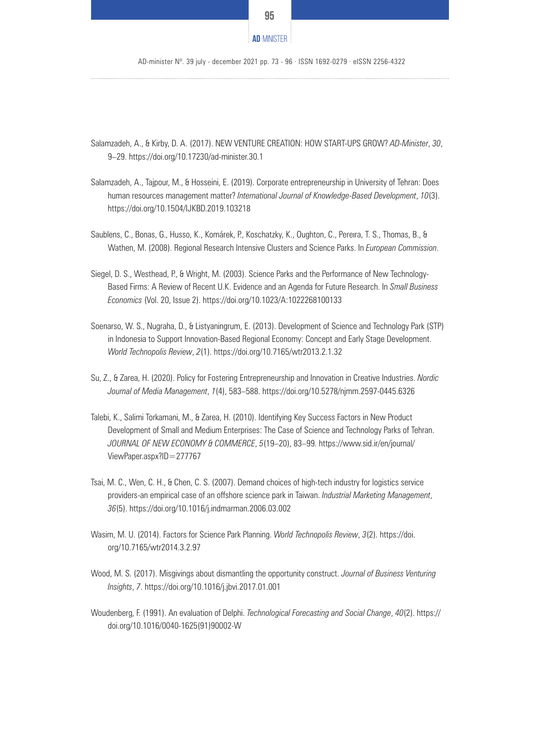Salamzadeh, A., & Kirby, D. A. (2017). NEW VENTURE CREATION: HOW START-UPS GROW? *AD-Minister*, *30*, 9–29. https://doi.org/10.17230/ad-minister.30.1

Salamzadeh, A., Tajpour, M., & Hosseini, E. (2019). Corporate entrepreneurship in University of Tehran: Does human resources management matter? *International Journal of Knowledge-Based Development*, *10*(3). https://doi.org/10.1504/IJKBD.2019.103218

Saublens, C., Bonas, G., Husso, K., Komárek, P., Koschatzky, K., Oughton, C., Pereıra, T. S., Thomas, B., & Wathen, M. (2008). Regional Research Intensive Clusters and Science Parks. In *European Commission*.

Siegel, D. S., Westhead, P., & Wright, M. (2003). Science Parks and the Performance of New Technology-Based Firms: A Review of Recent U.K. Evidence and an Agenda for Future Research. In *Small Business Economics* (Vol. 20, Issue 2). https://doi.org/10.1023/A:1022268100133

Soenarso, W. S., Nugraha, D., & Listyaningrum, E. (2013). Development of Science and Technology Park (STP) in Indonesia to Support Innovation-Based Regional Economy: Concept and Early Stage Development. *World Technopolis Review*, *2*(1). https://doi.org/10.7165/wtr2013.2.1.32

Su, Z., & Zarea, H. (2020). Policy for Fostering Entrepreneurship and Innovation in Creative Industries. *Nordic Journal of Media Management*, *1*(4), 583–588. https://doi.org/10.5278/njmm.2597-0445.6326

Talebi, K., Salimi Torkamani, M., & Zarea, H. (2010). Identifying Key Success Factors in New Product Development of Small and Medium Enterprises: The Case of Science and Technology Parks of Tehran. *JOURNAL OF NEW ECONOMY & COMMERCE*, *5*(19–20), 83–99. https://www.sid.ir/en/journal/ViewPaper.aspx?ID=277767

Tsai, M. C., Wen, C. H., & Chen, C. S. (2007). Demand choices of high-tech industry for logistics service providers-an empirical case of an offshore science park in Taiwan. *Industrial Marketing Management*, *36*(5). https://doi.org/10.1016/j.indmarman.2006.03.002

Wasim, M. U. (2014). Factors for Science Park Planning. *World Technopolis Review*, *3*(2). https://doi.org/10.7165/wtr2014.3.2.97

Wood, M. S. (2017). Misgivings about dismantling the opportunity construct. *Journal of Business Venturing Insights*, *7*. https://doi.org/10.1016/j.jbvi.2017.01.001

Woudenberg, F. (1991). An evaluation of Delphi. *Technological Forecasting and Social Change*, *40*(2). https://doi.org/10.1016/0040-1625(91)90002-W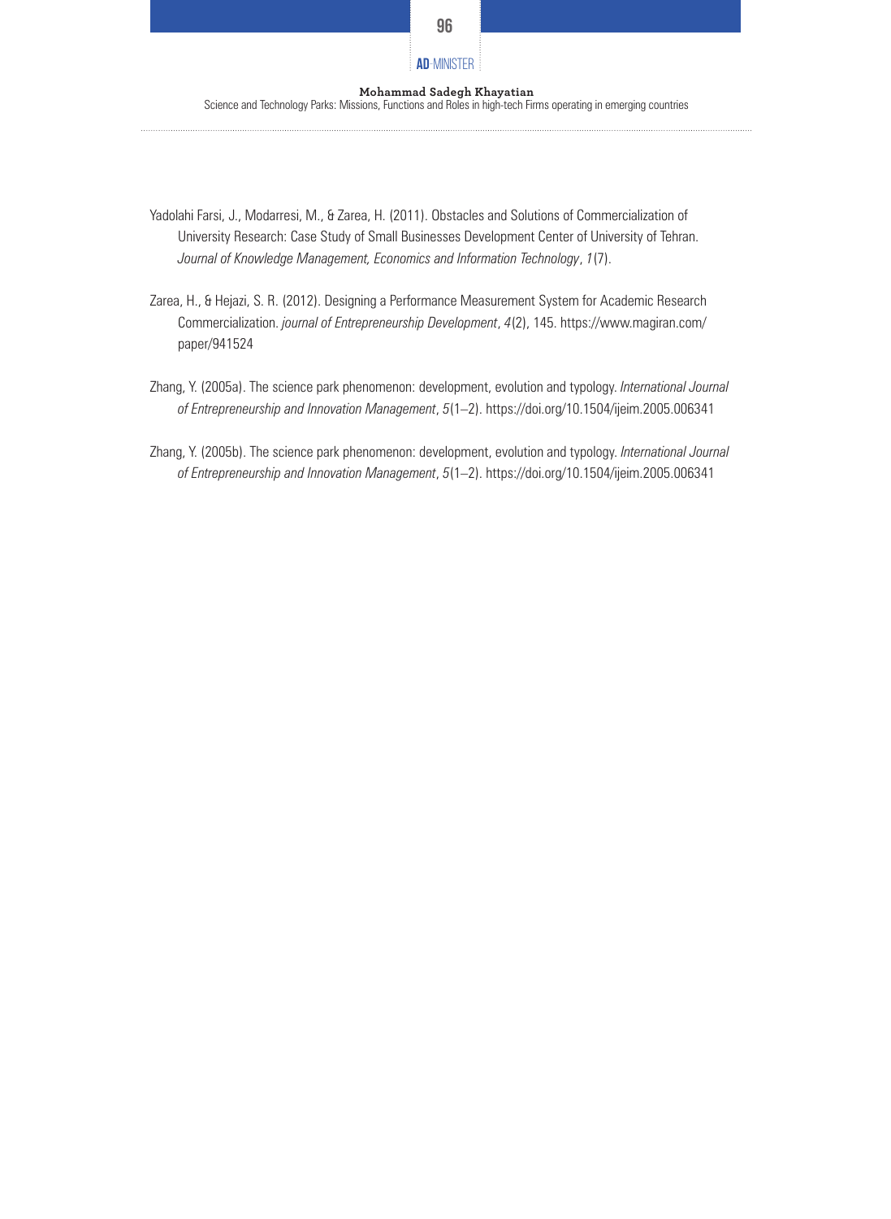Yadolahi Farsi, J., Modarresi, M., & Zarea, H. (2011). Obstacles and Solutions of Commercialization of University Research: Case Study of Small Businesses Development Center of University of Tehran. *Journal of Knowledge Management, Economics and Information Technology*, *1*(7).

Zarea, H., & Hejazi, S. R. (2012). Designing a Performance Measurement System for Academic Research Commercialization. *journal of Entrepreneurship Development*, *4*(2), 145. https://www.magiran.com/paper/941524

Zhang, Y. (2005a). The science park phenomenon: development, evolution and typology. *International Journal of Entrepreneurship and Innovation Management*, *5*(1–2). https://doi.org/10.1504/ijeim.2005.006341

Zhang, Y. (2005b). The science park phenomenon: development, evolution and typology. *International Journal of Entrepreneurship and Innovation Management*, *5*(1–2). https://doi.org/10.1504/ijeim.2005.006341